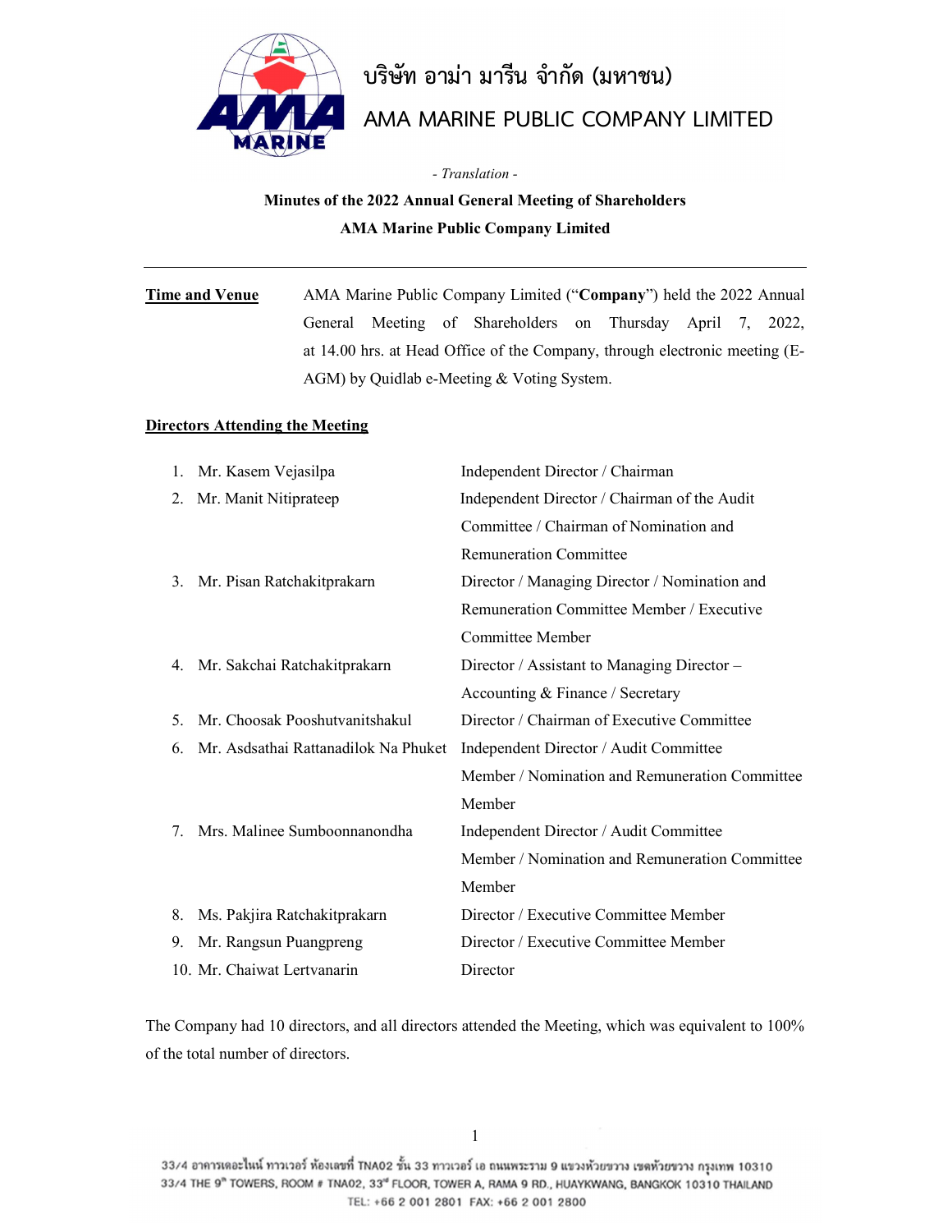บริษัท อาม่า มารีน จำกัด (มหาชน)

AMA MARINE PUBLIC COMPANY LIMITED

*- Translation -*

**Minutes of the 2022 Annual General Meeting of Shareholders**

**AMA Marine Public Company Limited**

---

**Time and Venue** AMA Marine Public Company Limited ("**Company**") held the 2022 Annual General Meeting of Shareholders on Thursday April 7, 2022, at 14.00 hrs. at Head Office of the Company, through electronic meeting (E-AGM) by Quidlab e-Meeting & Voting System.

**Directors Attending the Meeting**

1. Mr. Kasem Vejasilpa — Independent Director / Chairman
2. Mr. Manit Nitiprateep — Independent Director / Chairman of the Audit Committee / Chairman of Nomination and Remuneration Committee
3. Mr. Pisan Ratchakitprakarn — Director / Managing Director / Nomination and Remuneration Committee Member / Executive Committee Member
4. Mr. Sakchai Ratchakitprakarn — Director / Assistant to Managing Director – Accounting & Finance / Secretary
5. Mr. Choosak Pooshutvanitshakul — Director / Chairman of Executive Committee
6. Mr. Asdsathai Rattanadilok Na Phuket — Independent Director / Audit Committee Member / Nomination and Remuneration Committee Member
7. Mrs. Malinee Sumboonnanondha — Independent Director / Audit Committee Member / Nomination and Remuneration Committee Member
8. Ms. Pakjira Ratchakitprakarn — Director / Executive Committee Member
9. Mr. Rangsun Puangpreng — Director / Executive Committee Member
10. Mr. Chaiwat Lertvanarin — Director

The Company had 10 directors, and all directors attended the Meeting, which was equivalent to 100% of the total number of directors.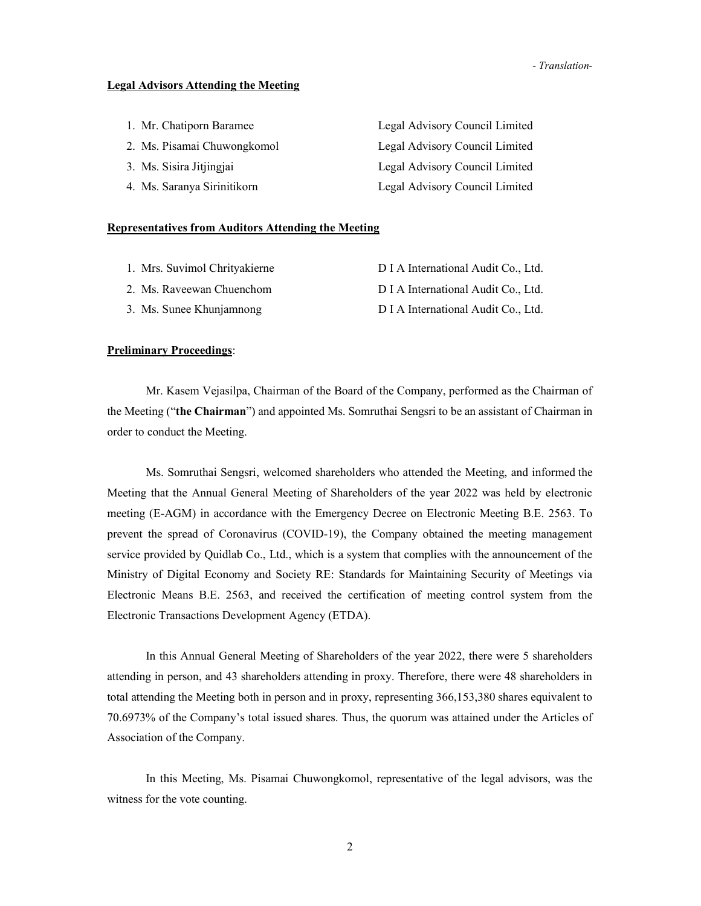*- Translation-*

**Legal Advisors Attending the Meeting**

| | |
|---|---|
| 1. Mr. Chatiporn Baramee | Legal Advisory Council Limited |
| 2. Ms. Pisamai Chuwongkomol | Legal Advisory Council Limited |
| 3. Ms. Sisira Jitjingjai | Legal Advisory Council Limited |
| 4. Ms. Saranya Sirinitikorn | Legal Advisory Council Limited |

**Representatives from Auditors Attending the Meeting**

| | |
|---|---|
| 1. Mrs. Suvimol Chrityakierne | D I A International Audit Co., Ltd. |
| 2. Ms. Raveewan Chuenchom | D I A International Audit Co., Ltd. |
| 3. Ms. Sunee Khunjamnong | D I A International Audit Co., Ltd. |

**Preliminary Proceedings**:

Mr. Kasem Vejasilpa, Chairman of the Board of the Company, performed as the Chairman of the Meeting ("**the Chairman**") and appointed Ms. Somruthai Sengsri to be an assistant of Chairman in order to conduct the Meeting.

Ms. Somruthai Sengsri, welcomed shareholders who attended the Meeting, and informed the Meeting that the Annual General Meeting of Shareholders of the year 2022 was held by electronic meeting (E-AGM) in accordance with the Emergency Decree on Electronic Meeting B.E. 2563. To prevent the spread of Coronavirus (COVID-19), the Company obtained the meeting management service provided by Quidlab Co., Ltd., which is a system that complies with the announcement of the Ministry of Digital Economy and Society RE: Standards for Maintaining Security of Meetings via Electronic Means B.E. 2563, and received the certification of meeting control system from the Electronic Transactions Development Agency (ETDA).

In this Annual General Meeting of Shareholders of the year 2022, there were 5 shareholders attending in person, and 43 shareholders attending in proxy. Therefore, there were 48 shareholders in total attending the Meeting both in person and in proxy, representing 366,153,380 shares equivalent to 70.6973% of the Company's total issued shares. Thus, the quorum was attained under the Articles of Association of the Company.

In this Meeting, Ms. Pisamai Chuwongkomol, representative of the legal advisors, was the witness for the vote counting.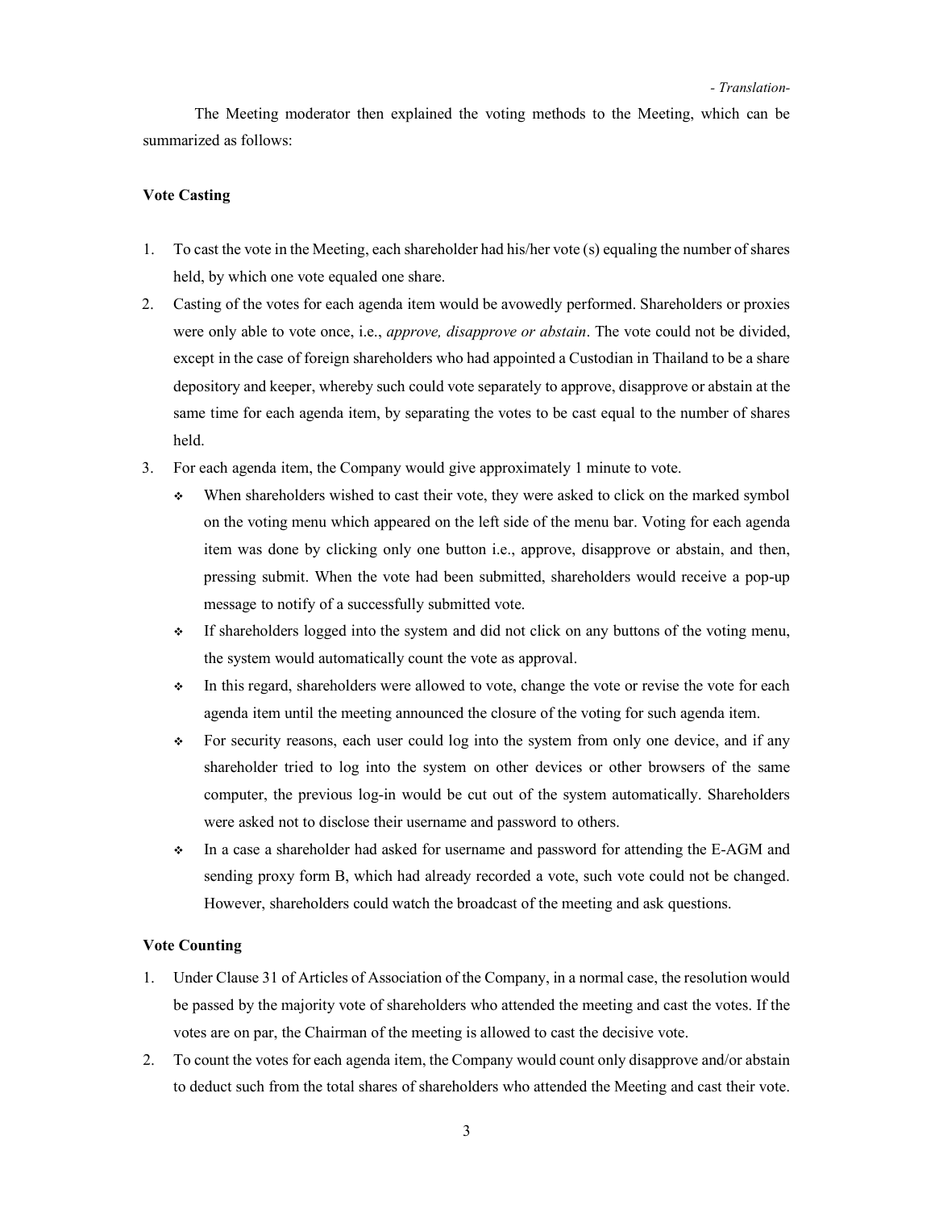The Meeting moderator then explained the voting methods to the Meeting, which can be summarized as follows:

**Vote Casting**

1. To cast the vote in the Meeting, each shareholder had his/her vote (s) equaling the number of shares held, by which one vote equaled one share.
2. Casting of the votes for each agenda item would be avowedly performed. Shareholders or proxies were only able to vote once, i.e., *approve, disapprove or abstain*. The vote could not be divided, except in the case of foreign shareholders who had appointed a Custodian in Thailand to be a share depository and keeper, whereby such could vote separately to approve, disapprove or abstain at the same time for each agenda item, by separating the votes to be cast equal to the number of shares held.
3. For each agenda item, the Company would give approximately 1 minute to vote.
   - When shareholders wished to cast their vote, they were asked to click on the marked symbol on the voting menu which appeared on the left side of the menu bar. Voting for each agenda item was done by clicking only one button i.e., approve, disapprove or abstain, and then, pressing submit. When the vote had been submitted, shareholders would receive a pop-up message to notify of a successfully submitted vote.
   - If shareholders logged into the system and did not click on any buttons of the voting menu, the system would automatically count the vote as approval.
   - In this regard, shareholders were allowed to vote, change the vote or revise the vote for each agenda item until the meeting announced the closure of the voting for such agenda item.
   - For security reasons, each user could log into the system from only one device, and if any shareholder tried to log into the system on other devices or other browsers of the same computer, the previous log-in would be cut out of the system automatically. Shareholders were asked not to disclose their username and password to others.
   - In a case a shareholder had asked for username and password for attending the E-AGM and sending proxy form B, which had already recorded a vote, such vote could not be changed. However, shareholders could watch the broadcast of the meeting and ask questions.

**Vote Counting**

1. Under Clause 31 of Articles of Association of the Company, in a normal case, the resolution would be passed by the majority vote of shareholders who attended the meeting and cast the votes. If the votes are on par, the Chairman of the meeting is allowed to cast the decisive vote.
2. To count the votes for each agenda item, the Company would count only disapprove and/or abstain to deduct such from the total shares of shareholders who attended the Meeting and cast their vote.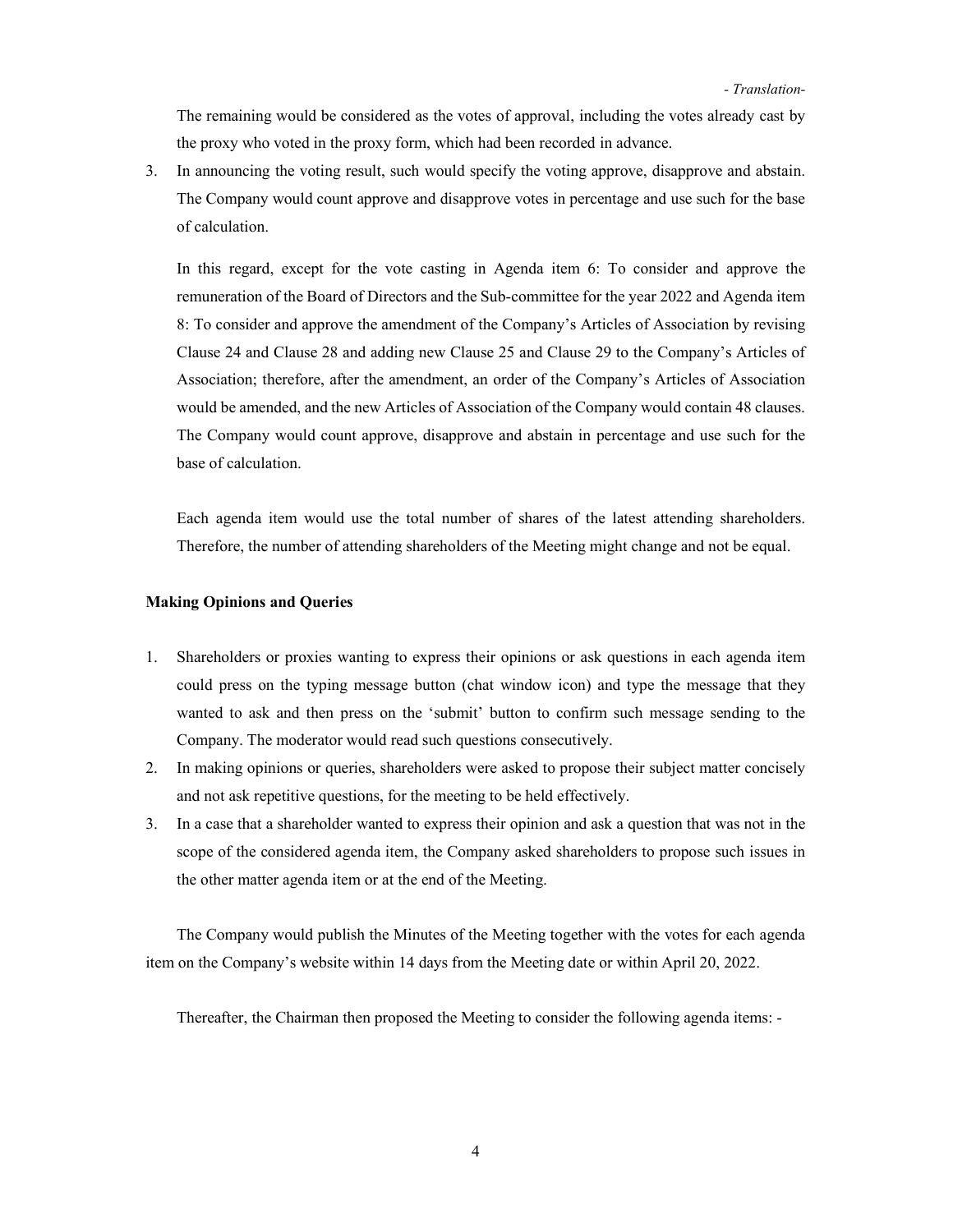The remaining would be considered as the votes of approval, including the votes already cast by the proxy who voted in the proxy form, which had been recorded in advance.

3. In announcing the voting result, such would specify the voting approve, disapprove and abstain. The Company would count approve and disapprove votes in percentage and use such for the base of calculation.

   In this regard, except for the vote casting in Agenda item 6: To consider and approve the remuneration of the Board of Directors and the Sub-committee for the year 2022 and Agenda item 8: To consider and approve the amendment of the Company's Articles of Association by revising Clause 24 and Clause 28 and adding new Clause 25 and Clause 29 to the Company's Articles of Association; therefore, after the amendment, an order of the Company's Articles of Association would be amended, and the new Articles of Association of the Company would contain 48 clauses. The Company would count approve, disapprove and abstain in percentage and use such for the base of calculation.

   Each agenda item would use the total number of shares of the latest attending shareholders. Therefore, the number of attending shareholders of the Meeting might change and not be equal.

**Making Opinions and Queries**

1. Shareholders or proxies wanting to express their opinions or ask questions in each agenda item could press on the typing message button (chat window icon) and type the message that they wanted to ask and then press on the 'submit' button to confirm such message sending to the Company. The moderator would read such questions consecutively.
2. In making opinions or queries, shareholders were asked to propose their subject matter concisely and not ask repetitive questions, for the meeting to be held effectively.
3. In a case that a shareholder wanted to express their opinion and ask a question that was not in the scope of the considered agenda item, the Company asked shareholders to propose such issues in the other matter agenda item or at the end of the Meeting.

The Company would publish the Minutes of the Meeting together with the votes for each agenda item on the Company's website within 14 days from the Meeting date or within April 20, 2022.

Thereafter, the Chairman then proposed the Meeting to consider the following agenda items: -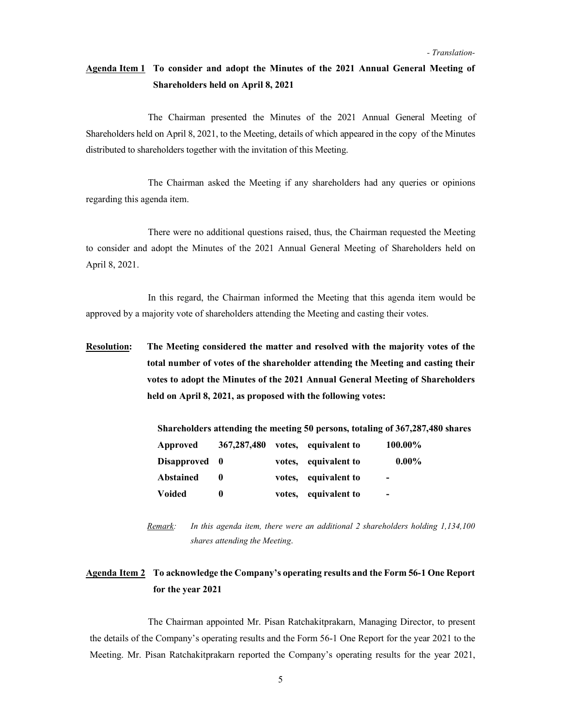*- Translation-*

**<u>Agenda Item 1</u> To consider and adopt the Minutes of the 2021 Annual General Meeting of Shareholders held on April 8, 2021**

The Chairman presented the Minutes of the 2021 Annual General Meeting of Shareholders held on April 8, 2021, to the Meeting, details of which appeared in the copy of the Minutes distributed to shareholders together with the invitation of this Meeting.

The Chairman asked the Meeting if any shareholders had any queries or opinions regarding this agenda item.

There were no additional questions raised, thus, the Chairman requested the Meeting to consider and adopt the Minutes of the 2021 Annual General Meeting of Shareholders held on April 8, 2021.

In this regard, the Chairman informed the Meeting that this agenda item would be approved by a majority vote of shareholders attending the Meeting and casting their votes.

**<u>Resolution</u>: The Meeting considered the matter and resolved with the majority votes of the total number of votes of the shareholder attending the Meeting and casting their votes to adopt the Minutes of the 2021 Annual General Meeting of Shareholders held on April 8, 2021, as proposed with the following votes:**

**Shareholders attending the meeting 50 persons, totaling of 367,287,480 shares**

| | | | | |
|---|---|---|---|---|
| **Approved** | **367,287,480** | **votes,** | **equivalent to** | **100.00%** |
| **Disapproved** | **0** | **votes,** | **equivalent to** | **0.00%** |
| **Abstained** | **0** | **votes,** | **equivalent to** | **-** |
| **Voided** | **0** | **votes,** | **equivalent to** | **-** |

*<u>Remark</u>: In this agenda item, there were an additional 2 shareholders holding 1,134,100 shares attending the Meeting.*

**<u>Agenda Item 2</u> To acknowledge the Company's operating results and the Form 56-1 One Report for the year 2021**

The Chairman appointed Mr. Pisan Ratchakitprakarn, Managing Director, to present the details of the Company's operating results and the Form 56-1 One Report for the year 2021 to the Meeting. Mr. Pisan Ratchakitprakarn reported the Company's operating results for the year 2021,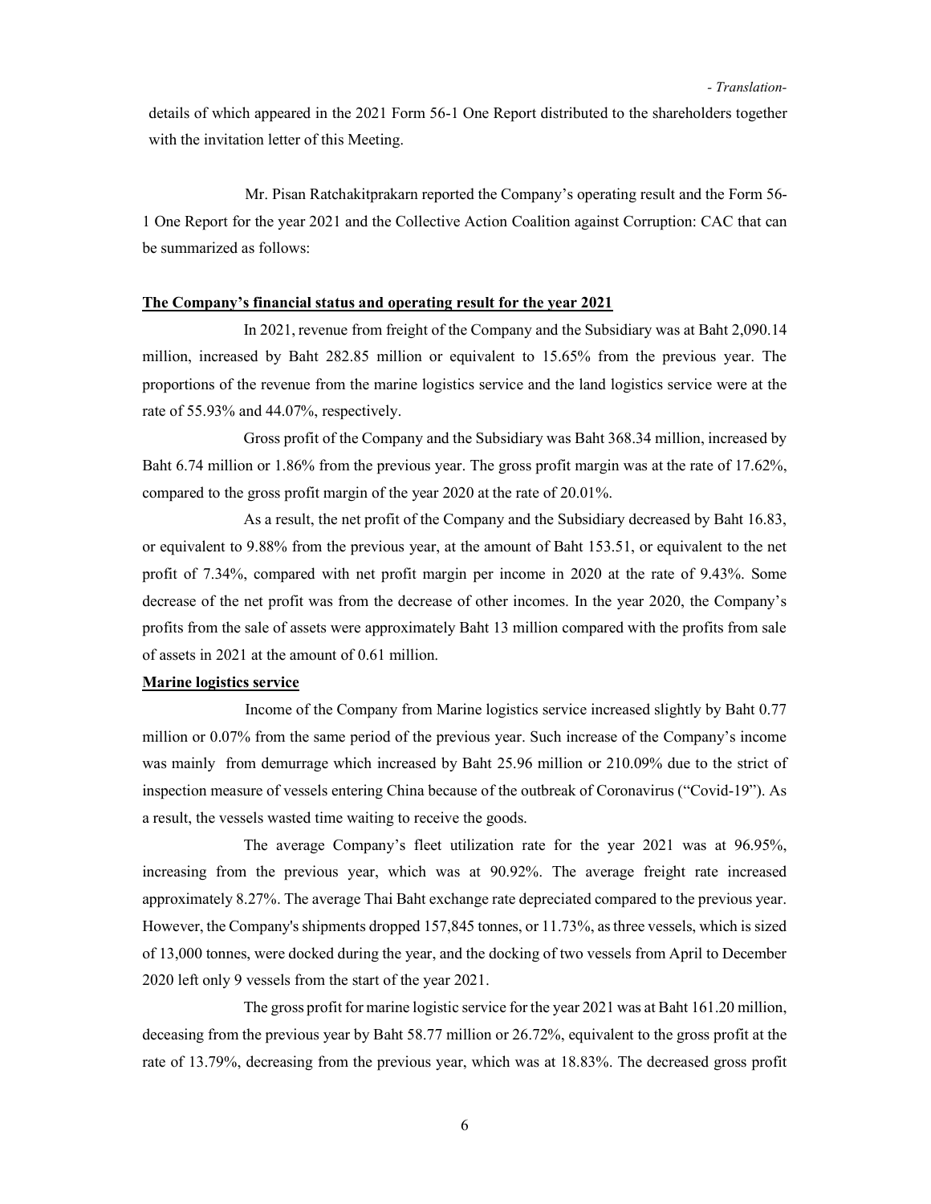details of which appeared in the 2021 Form 56-1 One Report distributed to the shareholders together with the invitation letter of this Meeting.

Mr. Pisan Ratchakitprakarn reported the Company's operating result and the Form 56-1 One Report for the year 2021 and the Collective Action Coalition against Corruption: CAC that can be summarized as follows:

**The Company's financial status and operating result for the year 2021**

In 2021, revenue from freight of the Company and the Subsidiary was at Baht 2,090.14 million, increased by Baht 282.85 million or equivalent to 15.65% from the previous year. The proportions of the revenue from the marine logistics service and the land logistics service were at the rate of 55.93% and 44.07%, respectively.

Gross profit of the Company and the Subsidiary was Baht 368.34 million, increased by Baht 6.74 million or 1.86% from the previous year. The gross profit margin was at the rate of 17.62%, compared to the gross profit margin of the year 2020 at the rate of 20.01%.

As a result, the net profit of the Company and the Subsidiary decreased by Baht 16.83, or equivalent to 9.88% from the previous year, at the amount of Baht 153.51, or equivalent to the net profit of 7.34%, compared with net profit margin per income in 2020 at the rate of 9.43%. Some decrease of the net profit was from the decrease of other incomes. In the year 2020, the Company's profits from the sale of assets were approximately Baht 13 million compared with the profits from sale of assets in 2021 at the amount of 0.61 million.

**Marine logistics service**

Income of the Company from Marine logistics service increased slightly by Baht 0.77 million or 0.07% from the same period of the previous year. Such increase of the Company's income was mainly from demurrage which increased by Baht 25.96 million or 210.09% due to the strict of inspection measure of vessels entering China because of the outbreak of Coronavirus ("Covid-19"). As a result, the vessels wasted time waiting to receive the goods.

The average Company's fleet utilization rate for the year 2021 was at 96.95%, increasing from the previous year, which was at 90.92%. The average freight rate increased approximately 8.27%. The average Thai Baht exchange rate depreciated compared to the previous year. However, the Company's shipments dropped 157,845 tonnes, or 11.73%, as three vessels, which is sized of 13,000 tonnes, were docked during the year, and the docking of two vessels from April to December 2020 left only 9 vessels from the start of the year 2021.

The gross profit for marine logistic service for the year 2021 was at Baht 161.20 million, deceasing from the previous year by Baht 58.77 million or 26.72%, equivalent to the gross profit at the rate of 13.79%, decreasing from the previous year, which was at 18.83%. The decreased gross profit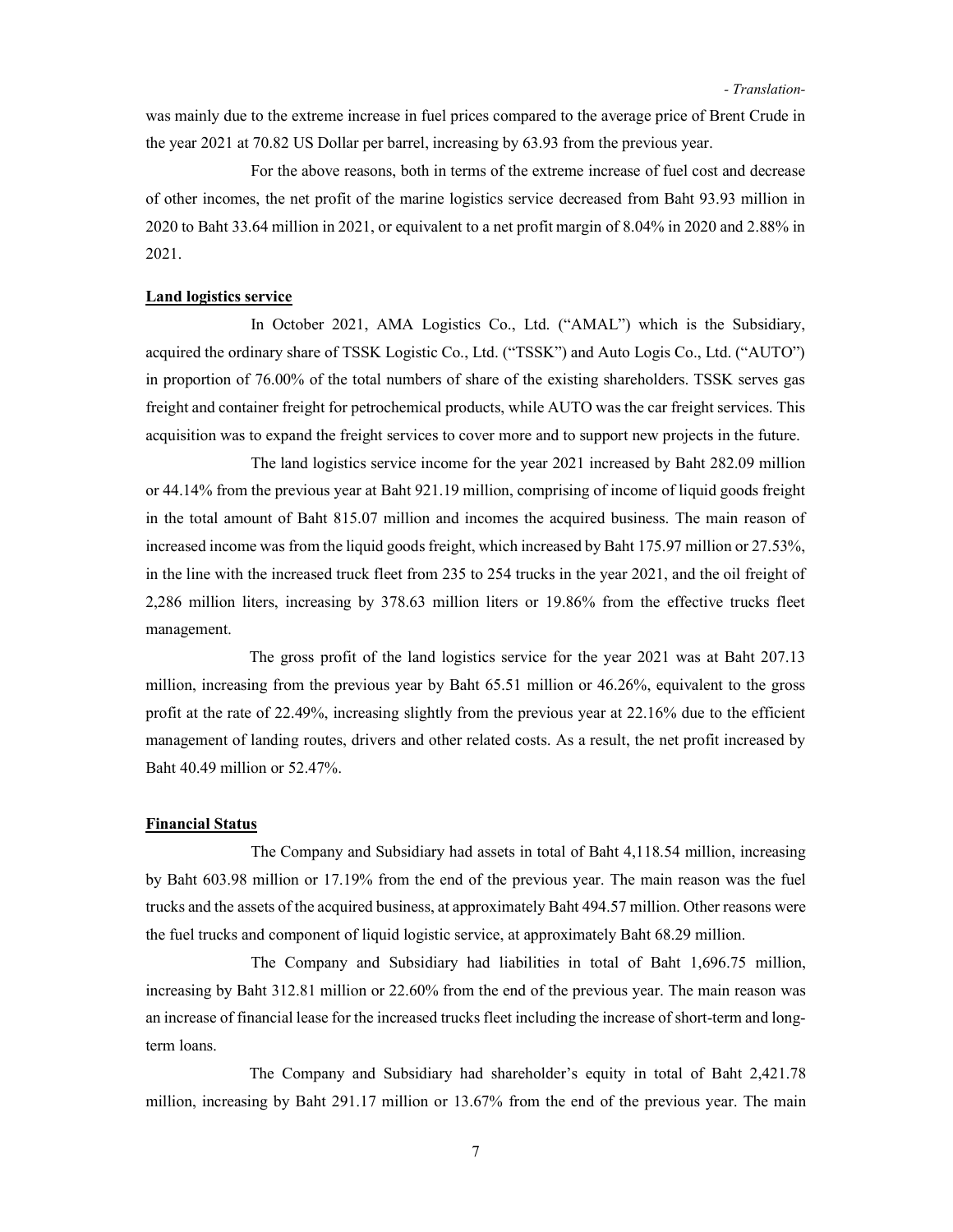was mainly due to the extreme increase in fuel prices compared to the average price of Brent Crude in the year 2021 at 70.82 US Dollar per barrel, increasing by 63.93 from the previous year.

For the above reasons, both in terms of the extreme increase of fuel cost and decrease of other incomes, the net profit of the marine logistics service decreased from Baht 93.93 million in 2020 to Baht 33.64 million in 2021, or equivalent to a net profit margin of 8.04% in 2020 and 2.88% in 2021.

**Land logistics service**

In October 2021, AMA Logistics Co., Ltd. ("AMAL") which is the Subsidiary, acquired the ordinary share of TSSK Logistic Co., Ltd. ("TSSK") and Auto Logis Co., Ltd. ("AUTO") in proportion of 76.00% of the total numbers of share of the existing shareholders. TSSK serves gas freight and container freight for petrochemical products, while AUTO was the car freight services. This acquisition was to expand the freight services to cover more and to support new projects in the future.

The land logistics service income for the year 2021 increased by Baht 282.09 million or 44.14% from the previous year at Baht 921.19 million, comprising of income of liquid goods freight in the total amount of Baht 815.07 million and incomes the acquired business. The main reason of increased income was from the liquid goods freight, which increased by Baht 175.97 million or 27.53%, in the line with the increased truck fleet from 235 to 254 trucks in the year 2021, and the oil freight of 2,286 million liters, increasing by 378.63 million liters or 19.86% from the effective trucks fleet management.

The gross profit of the land logistics service for the year 2021 was at Baht 207.13 million, increasing from the previous year by Baht 65.51 million or 46.26%, equivalent to the gross profit at the rate of 22.49%, increasing slightly from the previous year at 22.16% due to the efficient management of landing routes, drivers and other related costs. As a result, the net profit increased by Baht 40.49 million or 52.47%.

**Financial Status**

The Company and Subsidiary had assets in total of Baht 4,118.54 million, increasing by Baht 603.98 million or 17.19% from the end of the previous year. The main reason was the fuel trucks and the assets of the acquired business, at approximately Baht 494.57 million. Other reasons were the fuel trucks and component of liquid logistic service, at approximately Baht 68.29 million.

The Company and Subsidiary had liabilities in total of Baht 1,696.75 million, increasing by Baht 312.81 million or 22.60% from the end of the previous year. The main reason was an increase of financial lease for the increased trucks fleet including the increase of short-term and long-term loans.

The Company and Subsidiary had shareholder's equity in total of Baht 2,421.78 million, increasing by Baht 291.17 million or 13.67% from the end of the previous year. The main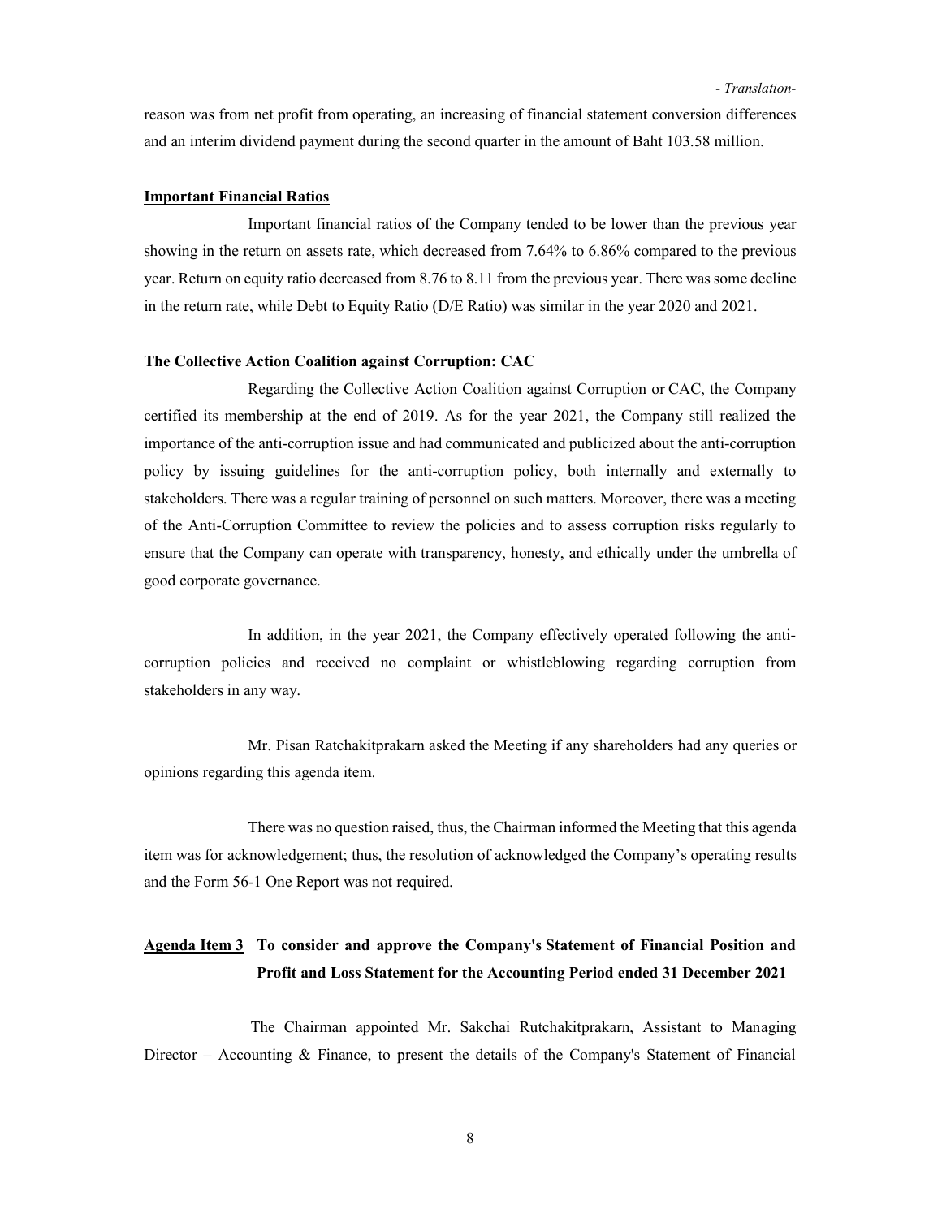reason was from net profit from operating, an increasing of financial statement conversion differences and an interim dividend payment during the second quarter in the amount of Baht 103.58 million.

**Important Financial Ratios**

Important financial ratios of the Company tended to be lower than the previous year showing in the return on assets rate, which decreased from 7.64% to 6.86% compared to the previous year. Return on equity ratio decreased from 8.76 to 8.11 from the previous year. There was some decline in the return rate, while Debt to Equity Ratio (D/E Ratio) was similar in the year 2020 and 2021.

**The Collective Action Coalition against Corruption: CAC**

Regarding the Collective Action Coalition against Corruption or CAC, the Company certified its membership at the end of 2019. As for the year 2021, the Company still realized the importance of the anti-corruption issue and had communicated and publicized about the anti-corruption policy by issuing guidelines for the anti-corruption policy, both internally and externally to stakeholders. There was a regular training of personnel on such matters. Moreover, there was a meeting of the Anti-Corruption Committee to review the policies and to assess corruption risks regularly to ensure that the Company can operate with transparency, honesty, and ethically under the umbrella of good corporate governance.

In addition, in the year 2021, the Company effectively operated following the anti-corruption policies and received no complaint or whistleblowing regarding corruption from stakeholders in any way.

Mr. Pisan Ratchakitprakarn asked the Meeting if any shareholders had any queries or opinions regarding this agenda item.

There was no question raised, thus, the Chairman informed the Meeting that this agenda item was for acknowledgement; thus, the resolution of acknowledged the Company's operating results and the Form 56-1 One Report was not required.

**Agenda Item 3 To consider and approve the Company's Statement of Financial Position and Profit and Loss Statement for the Accounting Period ended 31 December 2021**

The Chairman appointed Mr. Sakchai Rutchakitprakarn, Assistant to Managing Director – Accounting & Finance, to present the details of the Company's Statement of Financial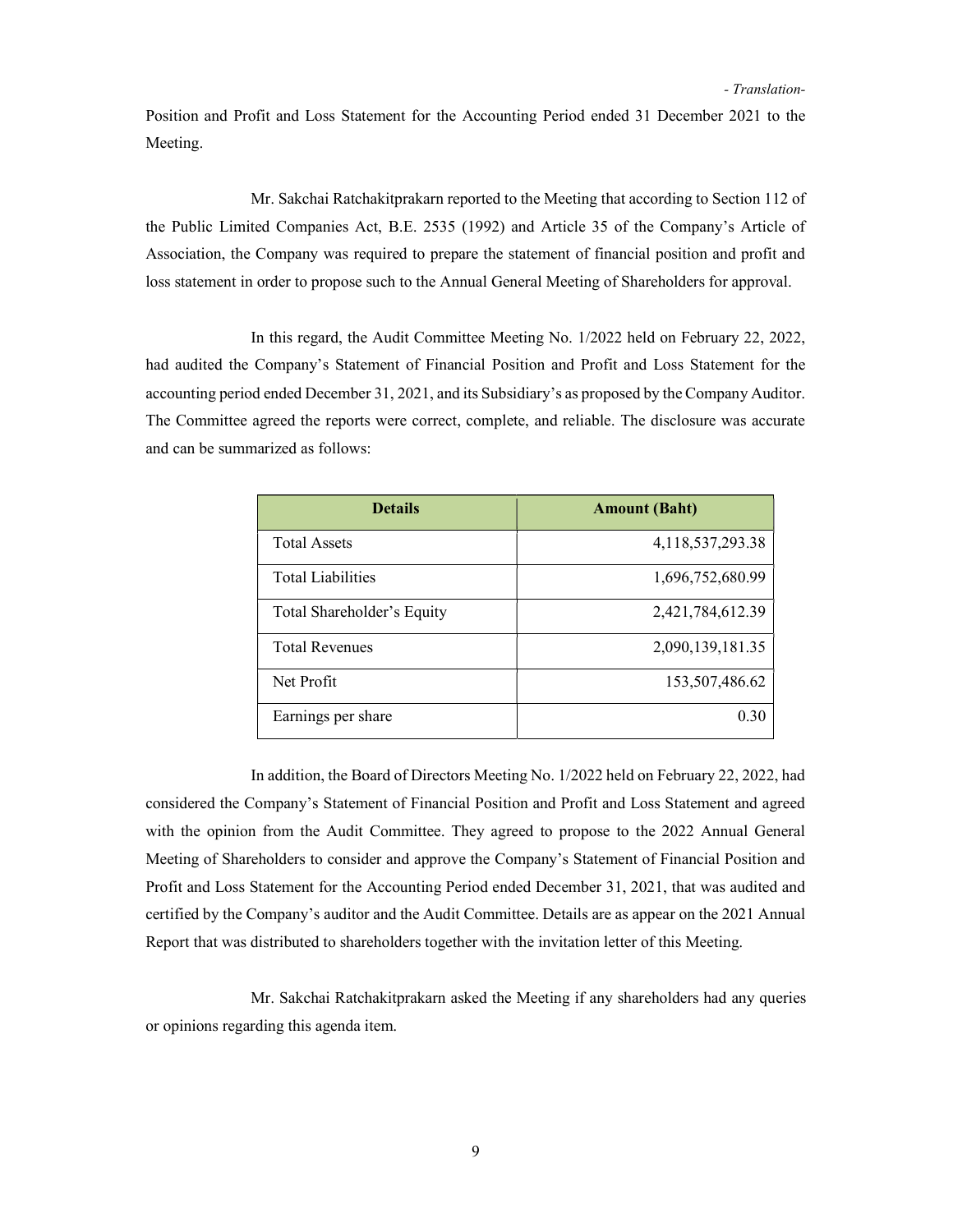Position and Profit and Loss Statement for the Accounting Period ended 31 December 2021 to the Meeting.

Mr. Sakchai Ratchakitprakarn reported to the Meeting that according to Section 112 of the Public Limited Companies Act, B.E. 2535 (1992) and Article 35 of the Company's Article of Association, the Company was required to prepare the statement of financial position and profit and loss statement in order to propose such to the Annual General Meeting of Shareholders for approval.

In this regard, the Audit Committee Meeting No. 1/2022 held on February 22, 2022, had audited the Company's Statement of Financial Position and Profit and Loss Statement for the accounting period ended December 31, 2021, and its Subsidiary's as proposed by the Company Auditor. The Committee agreed the reports were correct, complete, and reliable. The disclosure was accurate and can be summarized as follows:

| Details | Amount (Baht) |
|---|---:|
| Total Assets | 4,118,537,293.38 |
| Total Liabilities | 1,696,752,680.99 |
| Total Shareholder's Equity | 2,421,784,612.39 |
| Total Revenues | 2,090,139,181.35 |
| Net Profit | 153,507,486.62 |
| Earnings per share | 0.30 |

In addition, the Board of Directors Meeting No. 1/2022 held on February 22, 2022, had considered the Company's Statement of Financial Position and Profit and Loss Statement and agreed with the opinion from the Audit Committee. They agreed to propose to the 2022 Annual General Meeting of Shareholders to consider and approve the Company's Statement of Financial Position and Profit and Loss Statement for the Accounting Period ended December 31, 2021, that was audited and certified by the Company's auditor and the Audit Committee. Details are as appear on the 2021 Annual Report that was distributed to shareholders together with the invitation letter of this Meeting.

Mr. Sakchai Ratchakitprakarn asked the Meeting if any shareholders had any queries or opinions regarding this agenda item.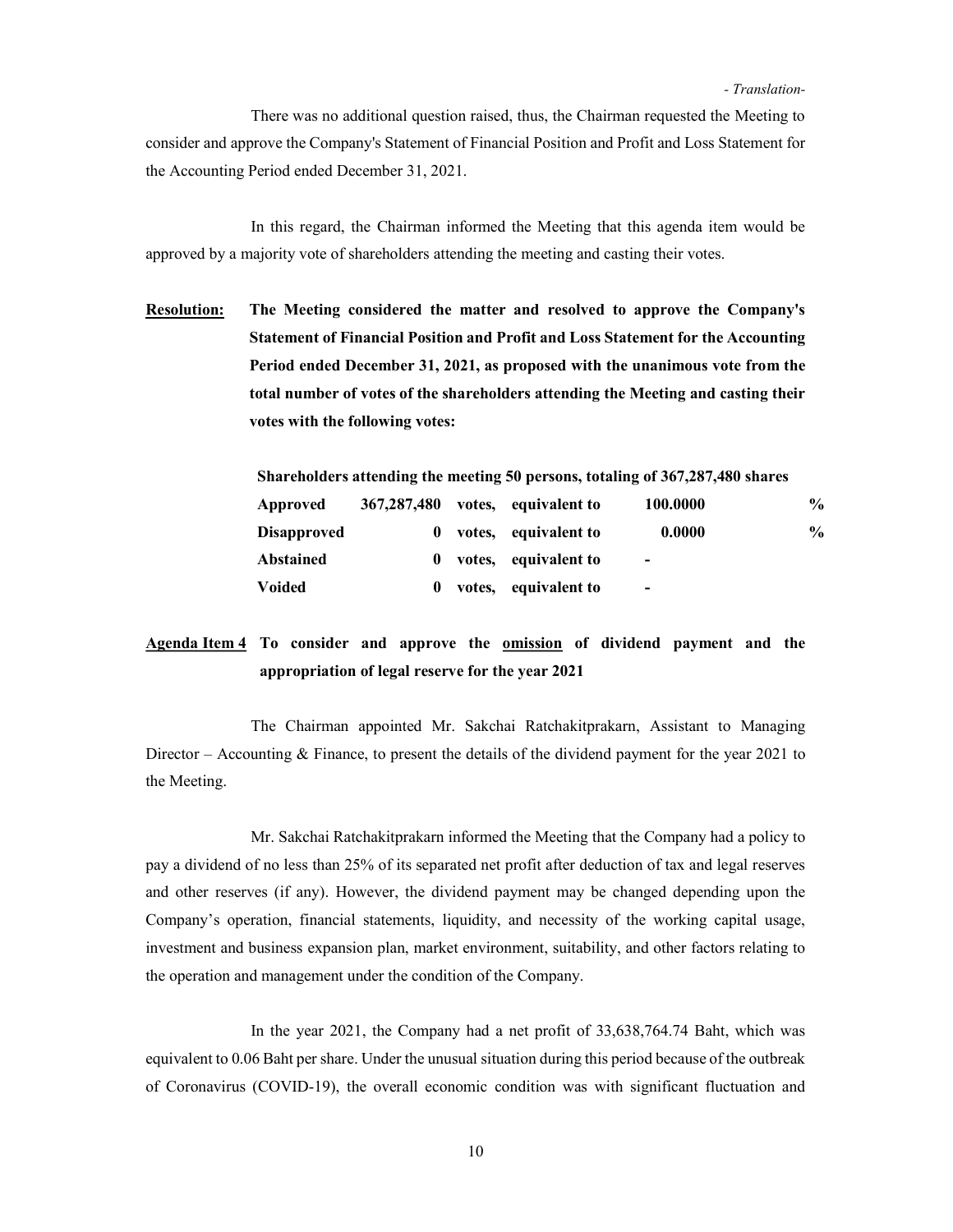There was no additional question raised, thus, the Chairman requested the Meeting to consider and approve the Company's Statement of Financial Position and Profit and Loss Statement for the Accounting Period ended December 31, 2021.

In this regard, the Chairman informed the Meeting that this agenda item would be approved by a majority vote of shareholders attending the meeting and casting their votes.

**Resolution:** **The Meeting considered the matter and resolved to approve the Company's Statement of Financial Position and Profit and Loss Statement for the Accounting Period ended December 31, 2021, as proposed with the unanimous vote from the total number of votes of the shareholders attending the Meeting and casting their votes with the following votes:**

**Shareholders attending the meeting 50 persons, totaling of 367,287,480 shares**

| | | | | | |
|---|---|---|---|---|---|
| **Approved** | **367,287,480** | **votes,** | **equivalent to** | **100.0000** | **%** |
| **Disapproved** | **0** | **votes,** | **equivalent to** | **0.0000** | **%** |
| **Abstained** | **0** | **votes,** | **equivalent to** | **-** | |
| **Voided** | **0** | **votes,** | **equivalent to** | **-** | |

**Agenda Item 4 To consider and approve the omission of dividend payment and the appropriation of legal reserve for the year 2021**

The Chairman appointed Mr. Sakchai Ratchakitprakarn, Assistant to Managing Director – Accounting & Finance, to present the details of the dividend payment for the year 2021 to the Meeting.

Mr. Sakchai Ratchakitprakarn informed the Meeting that the Company had a policy to pay a dividend of no less than 25% of its separated net profit after deduction of tax and legal reserves and other reserves (if any). However, the dividend payment may be changed depending upon the Company's operation, financial statements, liquidity, and necessity of the working capital usage, investment and business expansion plan, market environment, suitability, and other factors relating to the operation and management under the condition of the Company.

In the year 2021, the Company had a net profit of 33,638,764.74 Baht, which was equivalent to 0.06 Baht per share. Under the unusual situation during this period because of the outbreak of Coronavirus (COVID-19), the overall economic condition was with significant fluctuation and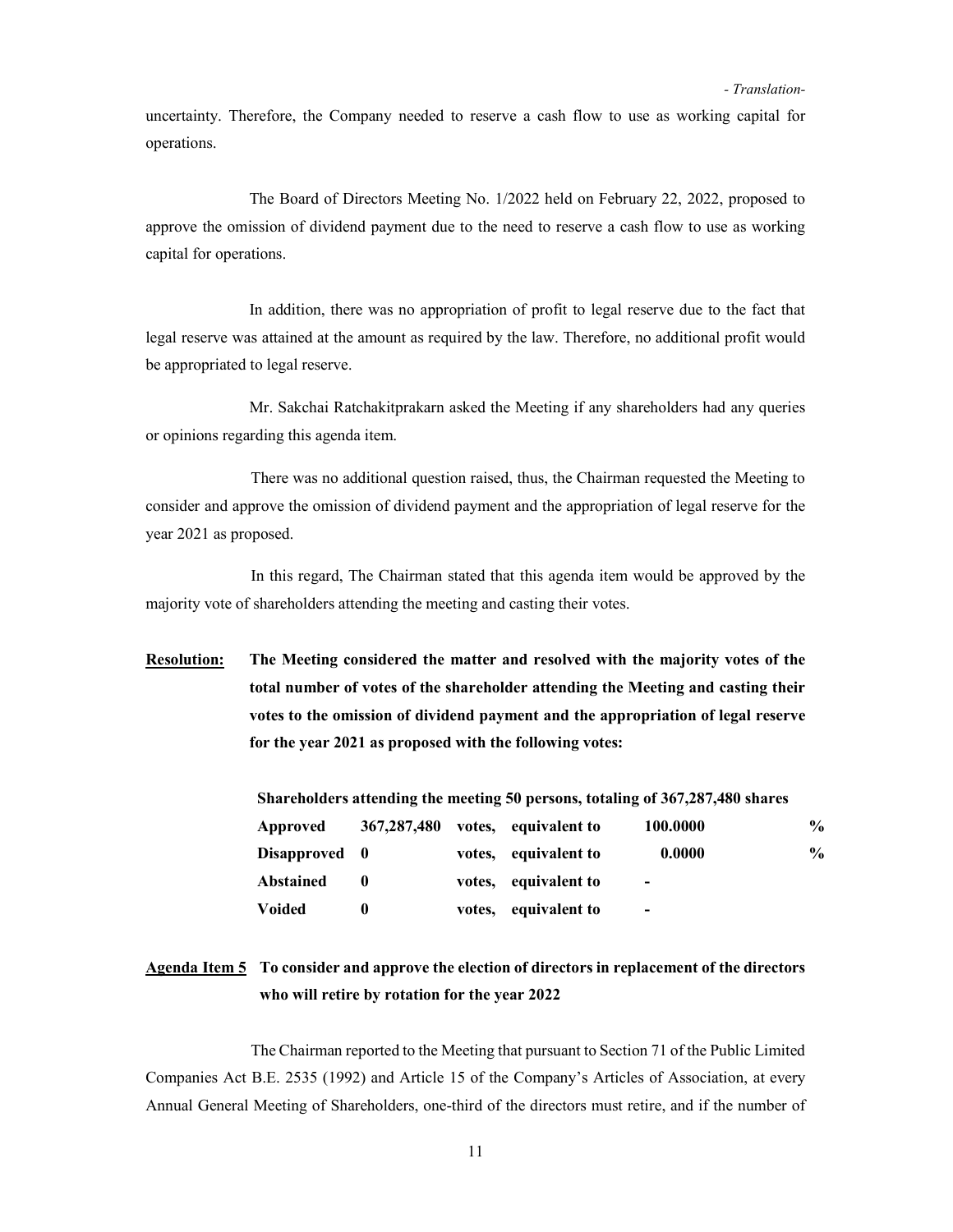uncertainty. Therefore, the Company needed to reserve a cash flow to use as working capital for operations.

The Board of Directors Meeting No. 1/2022 held on February 22, 2022, proposed to approve the omission of dividend payment due to the need to reserve a cash flow to use as working capital for operations.

In addition, there was no appropriation of profit to legal reserve due to the fact that legal reserve was attained at the amount as required by the law. Therefore, no additional profit would be appropriated to legal reserve.

Mr. Sakchai Ratchakitprakarn asked the Meeting if any shareholders had any queries or opinions regarding this agenda item.

There was no additional question raised, thus, the Chairman requested the Meeting to consider and approve the omission of dividend payment and the appropriation of legal reserve for the year 2021 as proposed.

In this regard, The Chairman stated that this agenda item would be approved by the majority vote of shareholders attending the meeting and casting their votes.

**<u>Resolution:</u> The Meeting considered the matter and resolved with the majority votes of the total number of votes of the shareholder attending the Meeting and casting their votes to the omission of dividend payment and the appropriation of legal reserve for the year 2021 as proposed with the following votes:**

**Shareholders attending the meeting 50 persons, totaling of 367,287,480 shares**

| | | | | | |
|---|---|---|---|---|---|
| **Approved** | **367,287,480** | **votes,** | **equivalent to** | **100.0000** | **%** |
| **Disapproved** | **0** | **votes,** | **equivalent to** | **0.0000** | **%** |
| **Abstained** | **0** | **votes,** | **equivalent to** | **-** | |
| **Voided** | **0** | **votes,** | **equivalent to** | **-** | |

**<u>Agenda Item 5</u> To consider and approve the election of directors in replacement of the directors who will retire by rotation for the year 2022**

The Chairman reported to the Meeting that pursuant to Section 71 of the Public Limited Companies Act B.E. 2535 (1992) and Article 15 of the Company's Articles of Association, at every Annual General Meeting of Shareholders, one-third of the directors must retire, and if the number of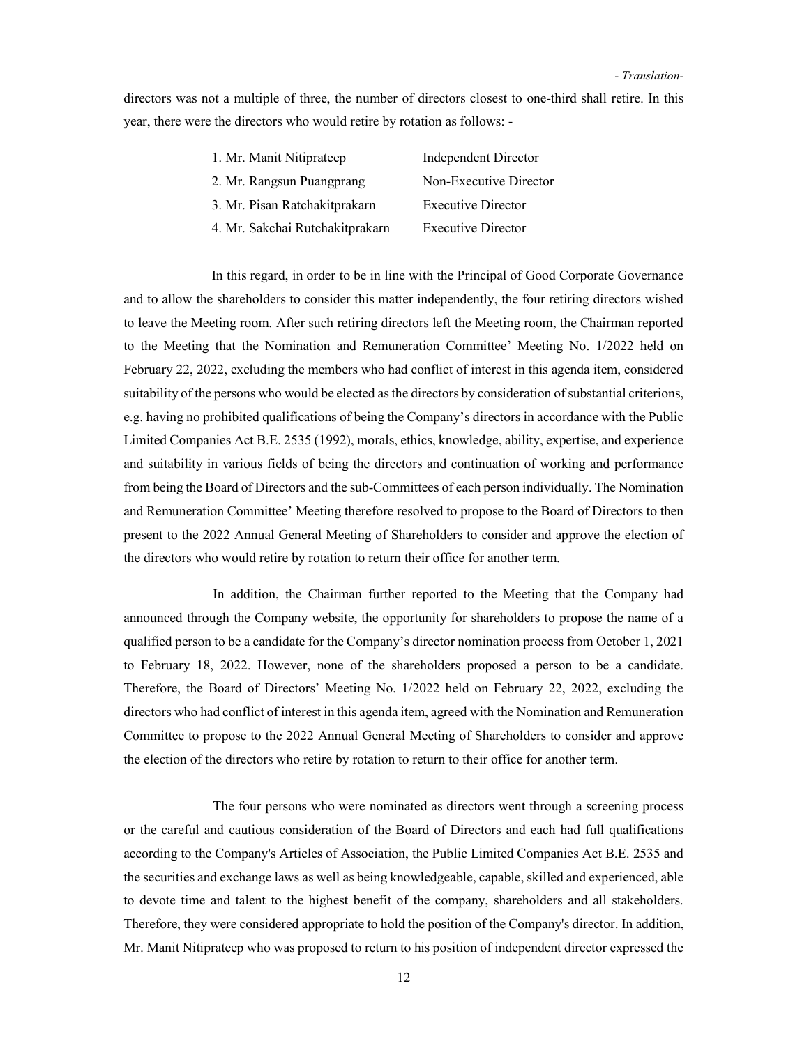directors was not a multiple of three, the number of directors closest to one-third shall retire. In this year, there were the directors who would retire by rotation as follows: -

| | |
|---|---|
| 1. Mr. Manit Nitiprateep | Independent Director |
| 2. Mr. Rangsun Puangprang | Non-Executive Director |
| 3. Mr. Pisan Ratchakitprakarn | Executive Director |
| 4. Mr. Sakchai Rutchakitprakarn | Executive Director |

In this regard, in order to be in line with the Principal of Good Corporate Governance and to allow the shareholders to consider this matter independently, the four retiring directors wished to leave the Meeting room. After such retiring directors left the Meeting room, the Chairman reported to the Meeting that the Nomination and Remuneration Committee' Meeting No. 1/2022 held on February 22, 2022, excluding the members who had conflict of interest in this agenda item, considered suitability of the persons who would be elected as the directors by consideration of substantial criterions, e.g. having no prohibited qualifications of being the Company's directors in accordance with the Public Limited Companies Act B.E. 2535 (1992), morals, ethics, knowledge, ability, expertise, and experience and suitability in various fields of being the directors and continuation of working and performance from being the Board of Directors and the sub-Committees of each person individually. The Nomination and Remuneration Committee' Meeting therefore resolved to propose to the Board of Directors to then present to the 2022 Annual General Meeting of Shareholders to consider and approve the election of the directors who would retire by rotation to return their office for another term.

In addition, the Chairman further reported to the Meeting that the Company had announced through the Company website, the opportunity for shareholders to propose the name of a qualified person to be a candidate for the Company's director nomination process from October 1, 2021 to February 18, 2022. However, none of the shareholders proposed a person to be a candidate. Therefore, the Board of Directors' Meeting No. 1/2022 held on February 22, 2022, excluding the directors who had conflict of interest in this agenda item, agreed with the Nomination and Remuneration Committee to propose to the 2022 Annual General Meeting of Shareholders to consider and approve the election of the directors who retire by rotation to return to their office for another term.

The four persons who were nominated as directors went through a screening process or the careful and cautious consideration of the Board of Directors and each had full qualifications according to the Company's Articles of Association, the Public Limited Companies Act B.E. 2535 and the securities and exchange laws as well as being knowledgeable, capable, skilled and experienced, able to devote time and talent to the highest benefit of the company, shareholders and all stakeholders. Therefore, they were considered appropriate to hold the position of the Company's director. In addition, Mr. Manit Nitiprateep who was proposed to return to his position of independent director expressed the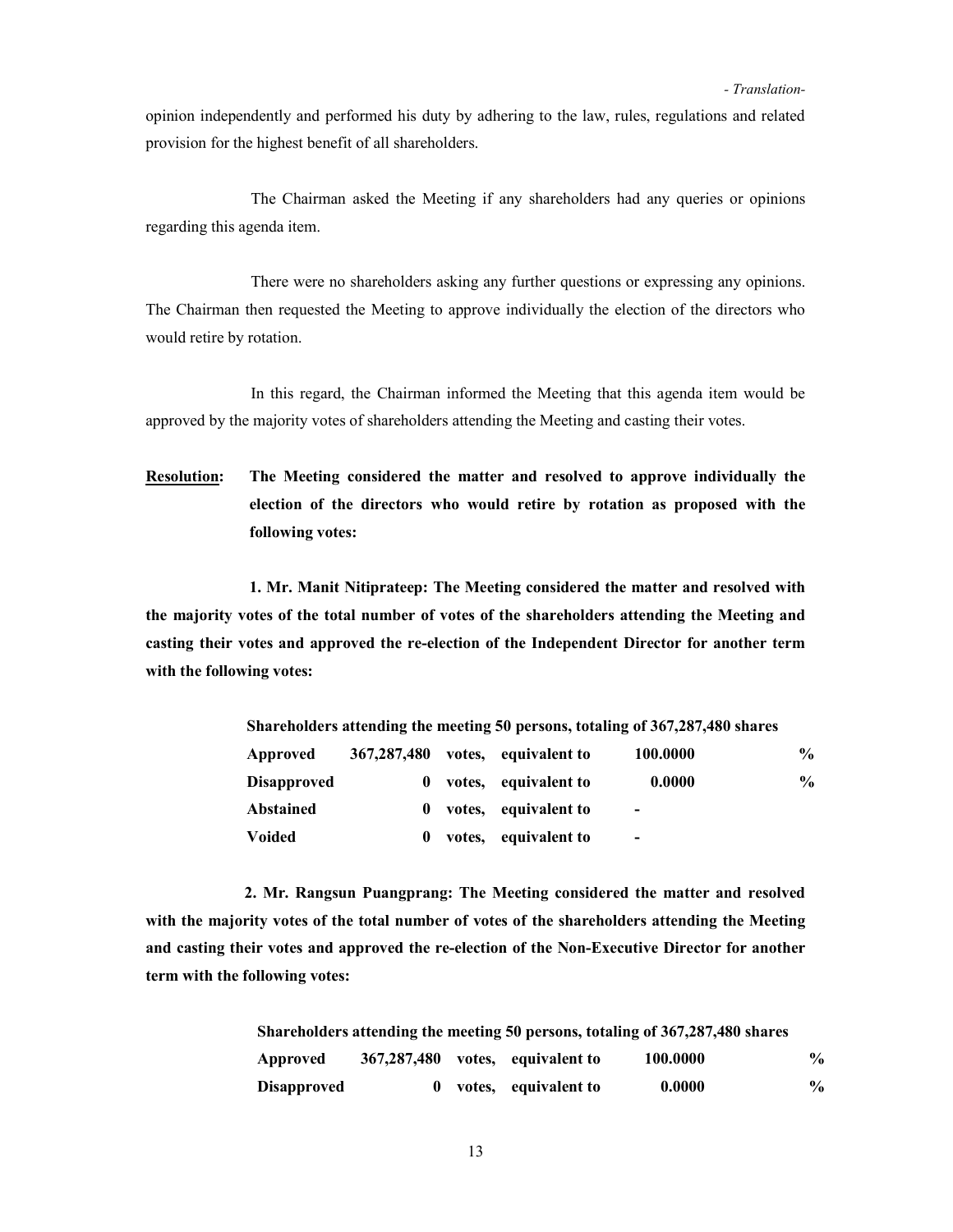opinion independently and performed his duty by adhering to the law, rules, regulations and related provision for the highest benefit of all shareholders.

The Chairman asked the Meeting if any shareholders had any queries or opinions regarding this agenda item.

There were no shareholders asking any further questions or expressing any opinions. The Chairman then requested the Meeting to approve individually the election of the directors who would retire by rotation.

In this regard, the Chairman informed the Meeting that this agenda item would be approved by the majority votes of shareholders attending the Meeting and casting their votes.

**Resolution:** **The Meeting considered the matter and resolved to approve individually the election of the directors who would retire by rotation as proposed with the following votes:**

**1. Mr. Manit Nitiprateep: The Meeting considered the matter and resolved with the majority votes of the total number of votes of the shareholders attending the Meeting and casting their votes and approved the re-election of the Independent Director for another term with the following votes:**

**Shareholders attending the meeting 50 persons, totaling of 367,287,480 shares**

| | | | | | |
|---|---|---|---|---|---|
| **Approved** | **367,287,480** | **votes,** | **equivalent to** | **100.0000** | **%** |
| **Disapproved** | **0** | **votes,** | **equivalent to** | **0.0000** | **%** |
| **Abstained** | **0** | **votes,** | **equivalent to** | **-** | |
| **Voided** | **0** | **votes,** | **equivalent to** | **-** | |

**2. Mr. Rangsun Puangprang: The Meeting considered the matter and resolved with the majority votes of the total number of votes of the shareholders attending the Meeting and casting their votes and approved the re-election of the Non-Executive Director for another term with the following votes:**

**Shareholders attending the meeting 50 persons, totaling of 367,287,480 shares**

| | | | | | |
|---|---|---|---|---|---|
| **Approved** | **367,287,480** | **votes,** | **equivalent to** | **100.0000** | **%** |
| **Disapproved** | **0** | **votes,** | **equivalent to** | **0.0000** | **%** |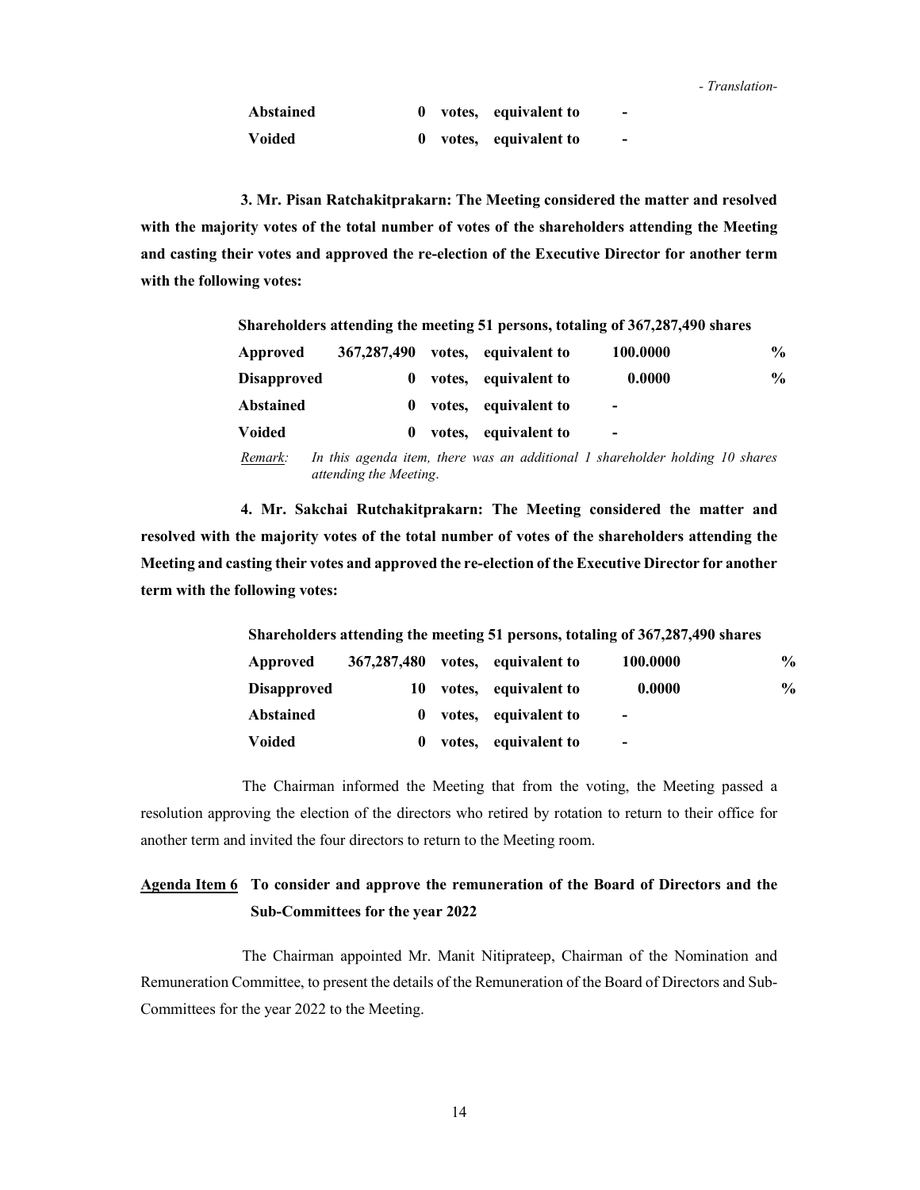| | | | | |
|---|---|---|---|---|
| **Abstained** | **0** | **votes, equivalent to** | **-** | |
| **Voided** | **0** | **votes, equivalent to** | **-** | |

**3. Mr. Pisan Ratchakitprakarn: The Meeting considered the matter and resolved with the majority votes of the total number of votes of the shareholders attending the Meeting and casting their votes and approved the re-election of the Executive Director for another term with the following votes:**

**Shareholders attending the meeting 51 persons, totaling of 367,287,490 shares**

| | | | | |
|---|---|---|---|---|
| **Approved** | **367,287,490** | **votes, equivalent to** | **100.0000** | **%** |
| **Disapproved** | **0** | **votes, equivalent to** | **0.0000** | **%** |
| **Abstained** | **0** | **votes, equivalent to** | **-** | |
| **Voided** | **0** | **votes, equivalent to** | **-** | |

*Remark: In this agenda item, there was an additional 1 shareholder holding 10 shares attending the Meeting.*

**4. Mr. Sakchai Rutchakitprakarn: The Meeting considered the matter and resolved with the majority votes of the total number of votes of the shareholders attending the Meeting and casting their votes and approved the re-election of the Executive Director for another term with the following votes:**

**Shareholders attending the meeting 51 persons, totaling of 367,287,490 shares**

| | | | | |
|---|---|---|---|---|
| **Approved** | **367,287,480** | **votes, equivalent to** | **100.0000** | **%** |
| **Disapproved** | **10** | **votes, equivalent to** | **0.0000** | **%** |
| **Abstained** | **0** | **votes, equivalent to** | **-** | |
| **Voided** | **0** | **votes, equivalent to** | **-** | |

The Chairman informed the Meeting that from the voting, the Meeting passed a resolution approving the election of the directors who retired by rotation to return to their office for another term and invited the four directors to return to the Meeting room.

**Agenda Item 6 To consider and approve the remuneration of the Board of Directors and the Sub-Committees for the year 2022**

The Chairman appointed Mr. Manit Nitiprateep, Chairman of the Nomination and Remuneration Committee, to present the details of the Remuneration of the Board of Directors and Sub-Committees for the year 2022 to the Meeting.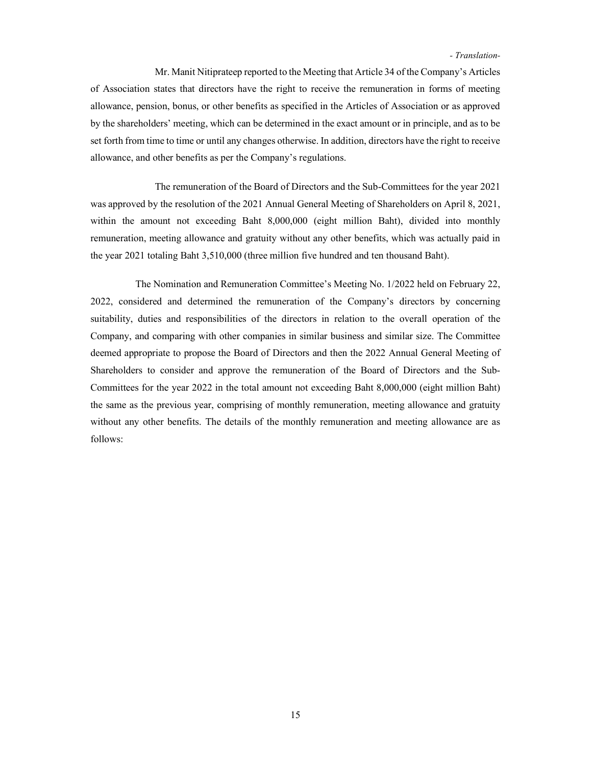*- Translation-*

Mr. Manit Nitiprateep reported to the Meeting that Article 34 of the Company's Articles of Association states that directors have the right to receive the remuneration in forms of meeting allowance, pension, bonus, or other benefits as specified in the Articles of Association or as approved by the shareholders' meeting, which can be determined in the exact amount or in principle, and as to be set forth from time to time or until any changes otherwise. In addition, directors have the right to receive allowance, and other benefits as per the Company's regulations.

The remuneration of the Board of Directors and the Sub-Committees for the year 2021 was approved by the resolution of the 2021 Annual General Meeting of Shareholders on April 8, 2021, within the amount not exceeding Baht 8,000,000 (eight million Baht), divided into monthly remuneration, meeting allowance and gratuity without any other benefits, which was actually paid in the year 2021 totaling Baht 3,510,000 (three million five hundred and ten thousand Baht).

The Nomination and Remuneration Committee's Meeting No. 1/2022 held on February 22, 2022, considered and determined the remuneration of the Company's directors by concerning suitability, duties and responsibilities of the directors in relation to the overall operation of the Company, and comparing with other companies in similar business and similar size. The Committee deemed appropriate to propose the Board of Directors and then the 2022 Annual General Meeting of Shareholders to consider and approve the remuneration of the Board of Directors and the Sub-Committees for the year 2022 in the total amount not exceeding Baht 8,000,000 (eight million Baht) the same as the previous year, comprising of monthly remuneration, meeting allowance and gratuity without any other benefits. The details of the monthly remuneration and meeting allowance are as follows: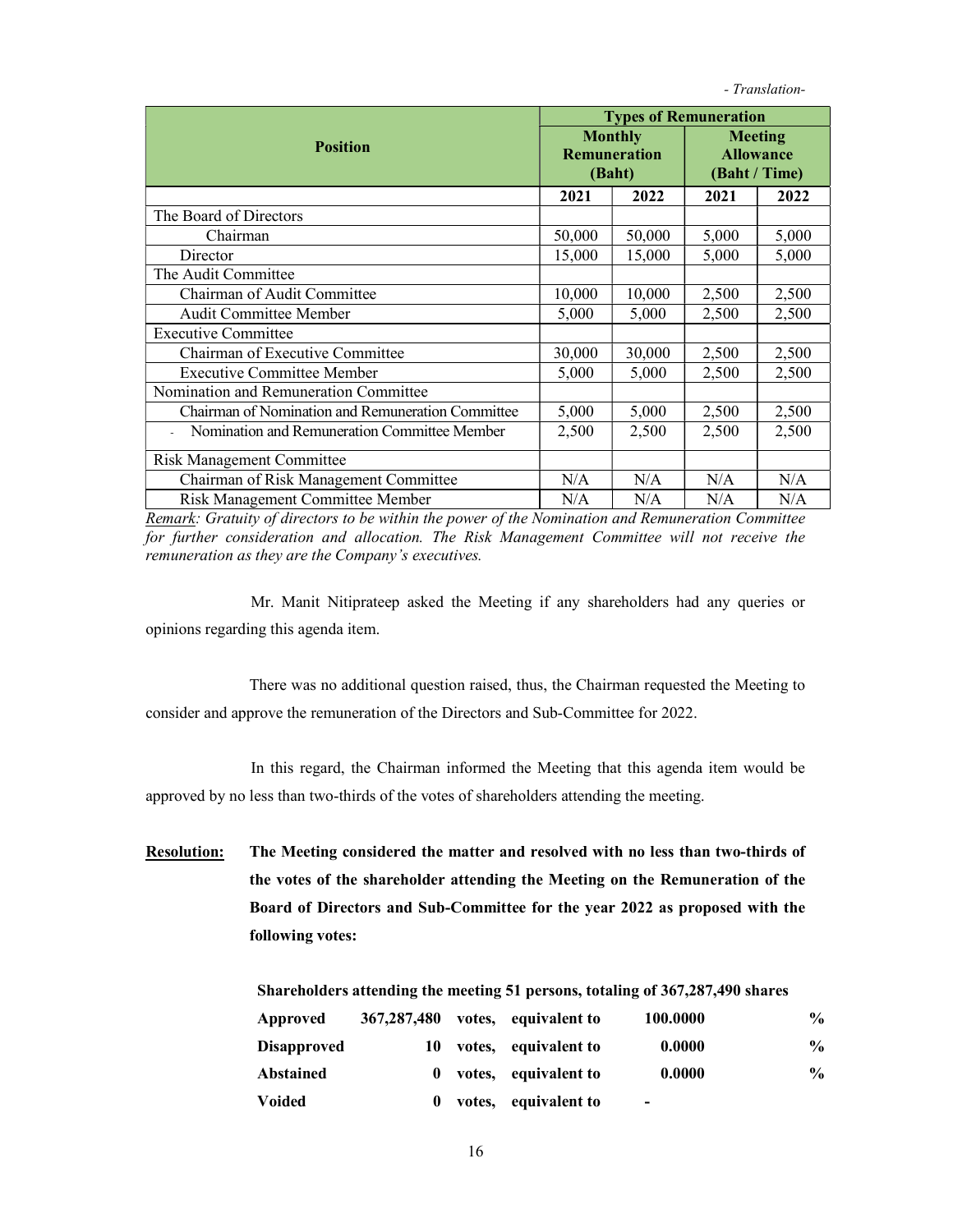*- Translation-*

| Position | Types of Remuneration | | | |
|---|---|---|---|---|
| | Monthly Remuneration (Baht) | | Meeting Allowance (Baht / Time) | |
| | 2021 | 2022 | 2021 | 2022 |
| The Board of Directors | | | | |
| Chairman | 50,000 | 50,000 | 5,000 | 5,000 |
| Director | 15,000 | 15,000 | 5,000 | 5,000 |
| The Audit Committee | | | | |
| Chairman of Audit Committee | 10,000 | 10,000 | 2,500 | 2,500 |
| Audit Committee Member | 5,000 | 5,000 | 2,500 | 2,500 |
| Executive Committee | | | | |
| Chairman of Executive Committee | 30,000 | 30,000 | 2,500 | 2,500 |
| Executive Committee Member | 5,000 | 5,000 | 2,500 | 2,500 |
| Nomination and Remuneration Committee | | | | |
| Chairman of Nomination and Remuneration Committee | 5,000 | 5,000 | 2,500 | 2,500 |
| - Nomination and Remuneration Committee Member | 2,500 | 2,500 | 2,500 | 2,500 |
| Risk Management Committee | | | | |
| Chairman of Risk Management Committee | N/A | N/A | N/A | N/A |
| Risk Management Committee Member | N/A | N/A | N/A | N/A |

*Remark: Gratuity of directors to be within the power of the Nomination and Remuneration Committee for further consideration and allocation. The Risk Management Committee will not receive the remuneration as they are the Company's executives.*

Mr. Manit Nitiprateep asked the Meeting if any shareholders had any queries or opinions regarding this agenda item.

There was no additional question raised, thus, the Chairman requested the Meeting to consider and approve the remuneration of the Directors and Sub-Committee for 2022.

In this regard, the Chairman informed the Meeting that this agenda item would be approved by no less than two-thirds of the votes of shareholders attending the meeting.

**Resolution:** **The Meeting considered the matter and resolved with no less than two-thirds of the votes of the shareholder attending the Meeting on the Remuneration of the Board of Directors and Sub-Committee for the year 2022 as proposed with the following votes:**

**Shareholders attending the meeting 51 persons, totaling of 367,287,490 shares**

| | | | | | |
|---|---|---|---|---|---|
| **Approved** | **367,287,480** | **votes,** | **equivalent to** | **100.0000** | **%** |
| **Disapproved** | **10** | **votes,** | **equivalent to** | **0.0000** | **%** |
| **Abstained** | **0** | **votes,** | **equivalent to** | **0.0000** | **%** |
| **Voided** | **0** | **votes,** | **equivalent to** | **-** | |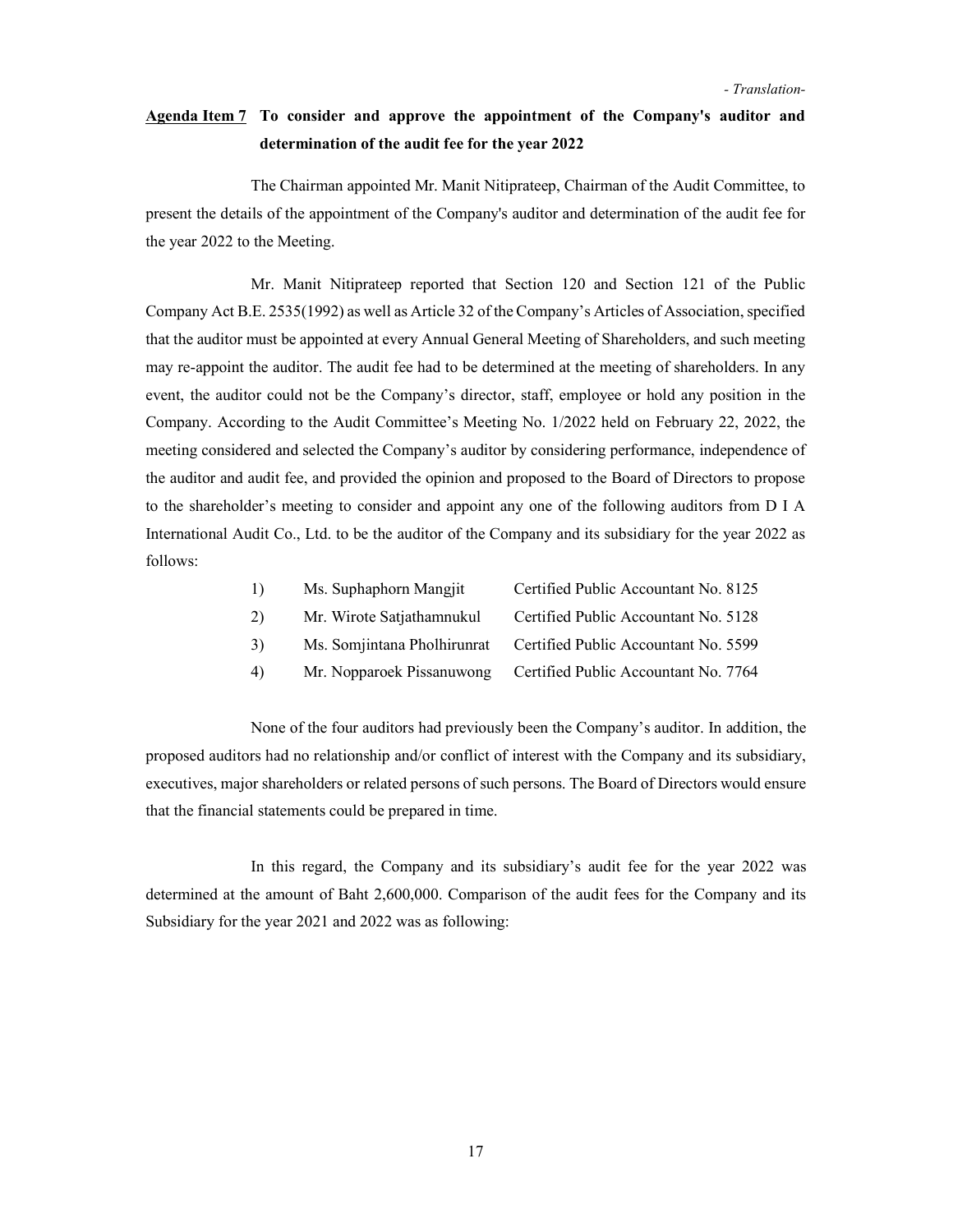*- Translation-*

**Agenda Item 7** **To consider and approve the appointment of the Company's auditor and determination of the audit fee for the year 2022**

The Chairman appointed Mr. Manit Nitiprateep, Chairman of the Audit Committee, to present the details of the appointment of the Company's auditor and determination of the audit fee for the year 2022 to the Meeting.

Mr. Manit Nitiprateep reported that Section 120 and Section 121 of the Public Company Act B.E. 2535(1992) as well as Article 32 of the Company's Articles of Association, specified that the auditor must be appointed at every Annual General Meeting of Shareholders, and such meeting may re-appoint the auditor. The audit fee had to be determined at the meeting of shareholders. In any event, the auditor could not be the Company's director, staff, employee or hold any position in the Company. According to the Audit Committee's Meeting No. 1/2022 held on February 22, 2022, the meeting considered and selected the Company's auditor by considering performance, independence of the auditor and audit fee, and provided the opinion and proposed to the Board of Directors to propose to the shareholder's meeting to consider and appoint any one of the following auditors from D I A International Audit Co., Ltd. to be the auditor of the Company and its subsidiary for the year 2022 as follows:

| | | |
|---|---|---|
| 1) | Ms. Suphaphorn Mangjit | Certified Public Accountant No. 8125 |
| 2) | Mr. Wirote Satjathamnukul | Certified Public Accountant No. 5128 |
| 3) | Ms. Somjintana Pholhirunrat | Certified Public Accountant No. 5599 |
| 4) | Mr. Nopparoek Pissanuwong | Certified Public Accountant No. 7764 |

None of the four auditors had previously been the Company's auditor. In addition, the proposed auditors had no relationship and/or conflict of interest with the Company and its subsidiary, executives, major shareholders or related persons of such persons. The Board of Directors would ensure that the financial statements could be prepared in time.

In this regard, the Company and its subsidiary's audit fee for the year 2022 was determined at the amount of Baht 2,600,000. Comparison of the audit fees for the Company and its Subsidiary for the year 2021 and 2022 was as following: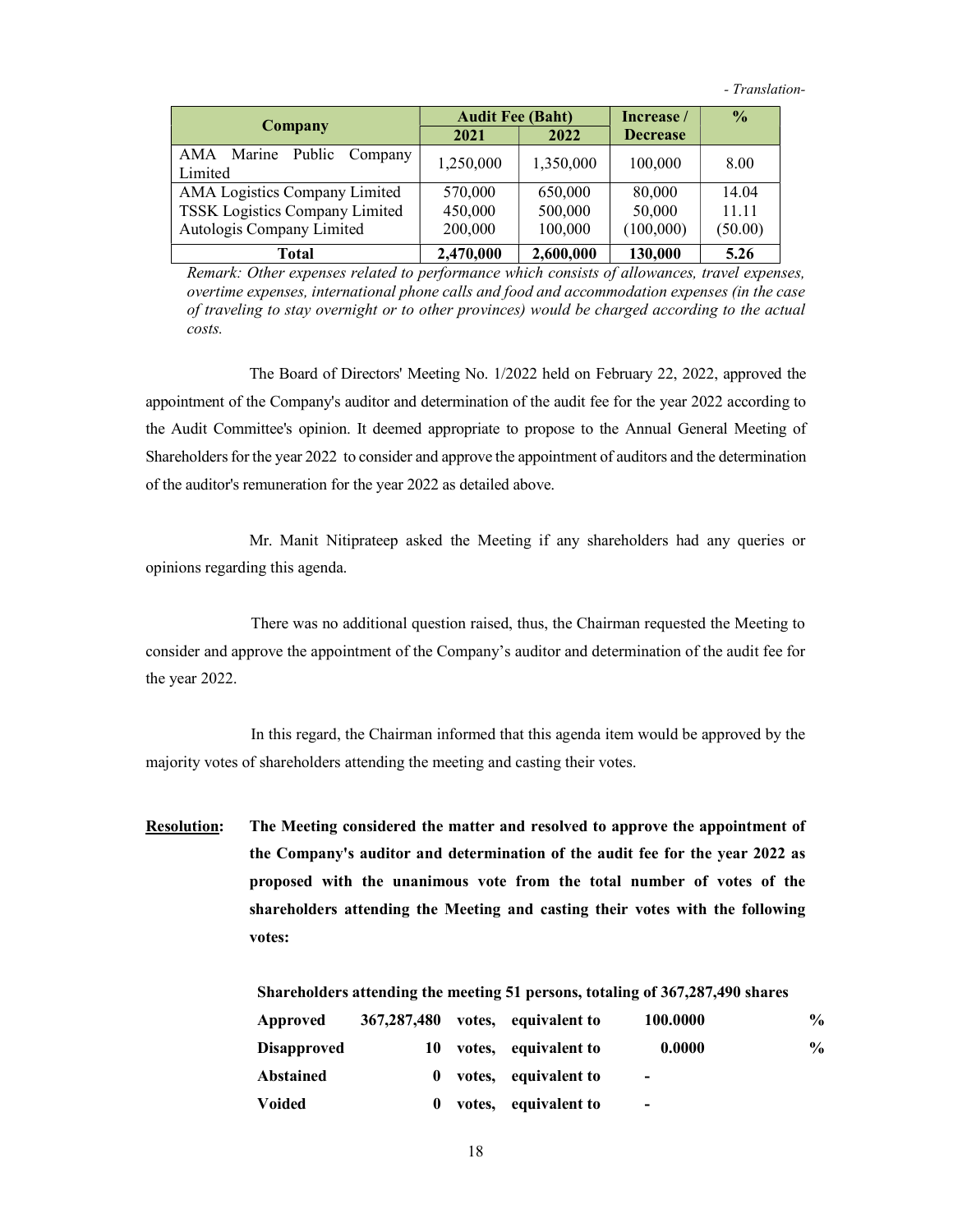*- Translation-*

| Company | Audit Fee (Baht) | | Increase / Decrease | % |
|---|---|---|---|---|
| | 2021 | 2022 | | |
| AMA Marine Public Company Limited | 1,250,000 | 1,350,000 | 100,000 | 8.00 |
| AMA Logistics Company Limited | 570,000 | 650,000 | 80,000 | 14.04 |
| TSSK Logistics Company Limited | 450,000 | 500,000 | 50,000 | 11.11 |
| Autologis Company Limited | 200,000 | 100,000 | (100,000) | (50.00) |
| **Total** | **2,470,000** | **2,600,000** | **130,000** | **5.26** |

*Remark: Other expenses related to performance which consists of allowances, travel expenses, overtime expenses, international phone calls and food and accommodation expenses (in the case of traveling to stay overnight or to other provinces) would be charged according to the actual costs.*

The Board of Directors' Meeting No. 1/2022 held on February 22, 2022, approved the appointment of the Company's auditor and determination of the audit fee for the year 2022 according to the Audit Committee's opinion. It deemed appropriate to propose to the Annual General Meeting of Shareholders for the year 2022 to consider and approve the appointment of auditors and the determination of the auditor's remuneration for the year 2022 as detailed above.

Mr. Manit Nitiprateep asked the Meeting if any shareholders had any queries or opinions regarding this agenda.

There was no additional question raised, thus, the Chairman requested the Meeting to consider and approve the appointment of the Company's auditor and determination of the audit fee for the year 2022.

In this regard, the Chairman informed that this agenda item would be approved by the majority votes of shareholders attending the meeting and casting their votes.

<u>**Resolution**</u>: **The Meeting considered the matter and resolved to approve the appointment of the Company's auditor and determination of the audit fee for the year 2022 as proposed with the unanimous vote from the total number of votes of the shareholders attending the Meeting and casting their votes with the following votes:**

**Shareholders attending the meeting 51 persons, totaling of 367,287,490 shares**

| | | | | | |
|---|---|---|---|---|---|
| **Approved** | **367,287,480** | **votes,** | **equivalent to** | **100.0000** | **%** |
| **Disapproved** | **10** | **votes,** | **equivalent to** | **0.0000** | **%** |
| **Abstained** | **0** | **votes,** | **equivalent to** | **-** | |
| **Voided** | **0** | **votes,** | **equivalent to** | **-** | |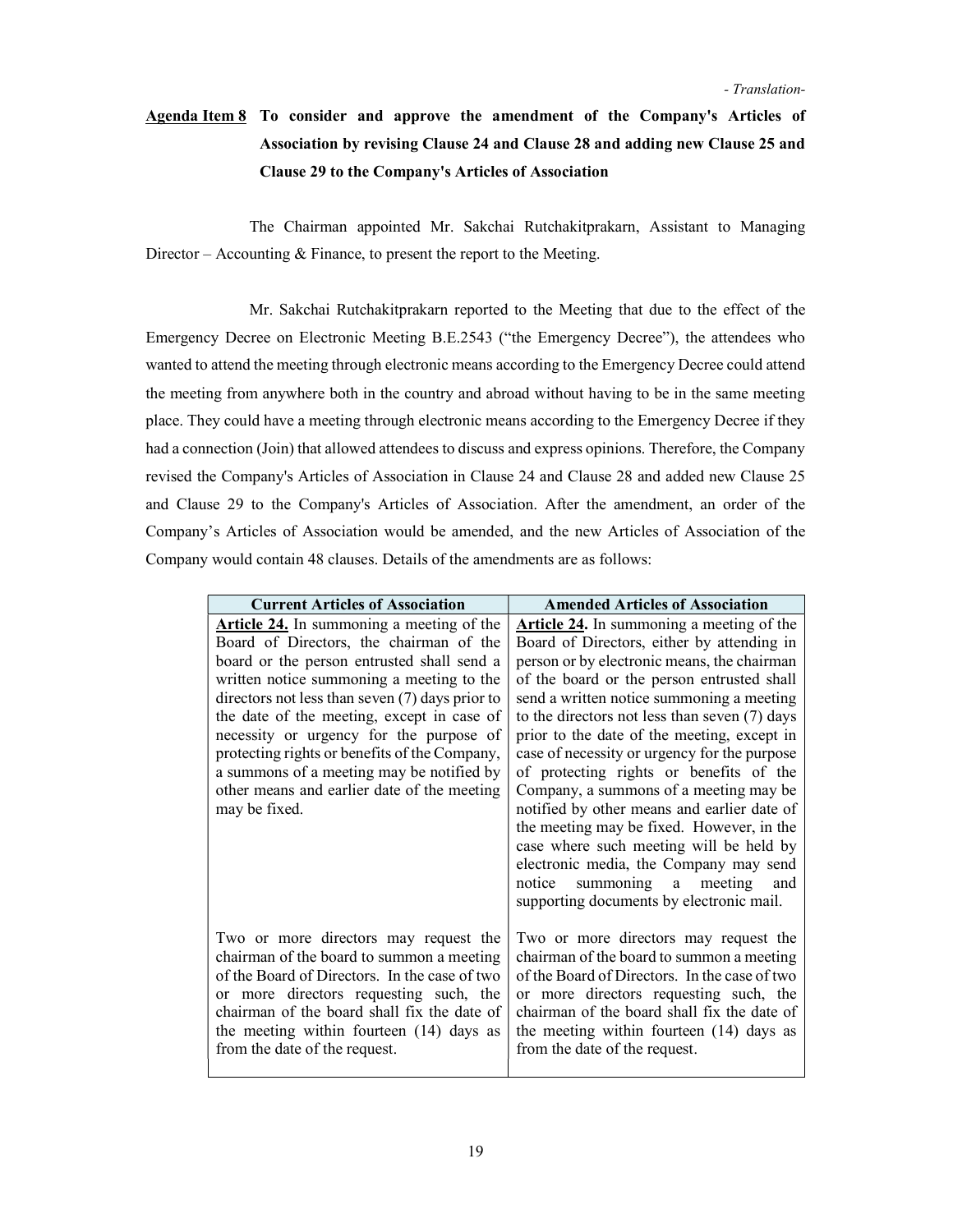*- Translation-*

**Agenda Item 8** **To consider and approve the amendment of the Company's Articles of Association by revising Clause 24 and Clause 28 and adding new Clause 25 and Clause 29 to the Company's Articles of Association**

The Chairman appointed Mr. Sakchai Rutchakitprakarn, Assistant to Managing Director – Accounting & Finance, to present the report to the Meeting.

Mr. Sakchai Rutchakitprakarn reported to the Meeting that due to the effect of the Emergency Decree on Electronic Meeting B.E.2543 ("the Emergency Decree"), the attendees who wanted to attend the meeting through electronic means according to the Emergency Decree could attend the meeting from anywhere both in the country and abroad without having to be in the same meeting place. They could have a meeting through electronic means according to the Emergency Decree if they had a connection (Join) that allowed attendees to discuss and express opinions. Therefore, the Company revised the Company's Articles of Association in Clause 24 and Clause 28 and added new Clause 25 and Clause 29 to the Company's Articles of Association. After the amendment, an order of the Company's Articles of Association would be amended, and the new Articles of Association of the Company would contain 48 clauses. Details of the amendments are as follows:

| Current Articles of Association | Amended Articles of Association |
|---|---|
| **Article 24.** In summoning a meeting of the Board of Directors, the chairman of the board or the person entrusted shall send a written notice summoning a meeting to the directors not less than seven (7) days prior to the date of the meeting, except in case of necessity or urgency for the purpose of protecting rights or benefits of the Company, a summons of a meeting may be notified by other means and earlier date of the meeting may be fixed. | **Article 24.** In summoning a meeting of the Board of Directors, either by attending in person or by electronic means, the chairman of the board or the person entrusted shall send a written notice summoning a meeting to the directors not less than seven (7) days prior to the date of the meeting, except in case of necessity or urgency for the purpose of protecting rights or benefits of the Company, a summons of a meeting may be notified by other means and earlier date of the meeting may be fixed. However, in the case where such meeting will be held by electronic media, the Company may send notice summoning a meeting and supporting documents by electronic mail. |
| Two or more directors may request the chairman of the board to summon a meeting of the Board of Directors. In the case of two or more directors requesting such, the chairman of the board shall fix the date of the meeting within fourteen (14) days as from the date of the request. | Two or more directors may request the chairman of the board to summon a meeting of the Board of Directors. In the case of two or more directors requesting such, the chairman of the board shall fix the date of the meeting within fourteen (14) days as from the date of the request. |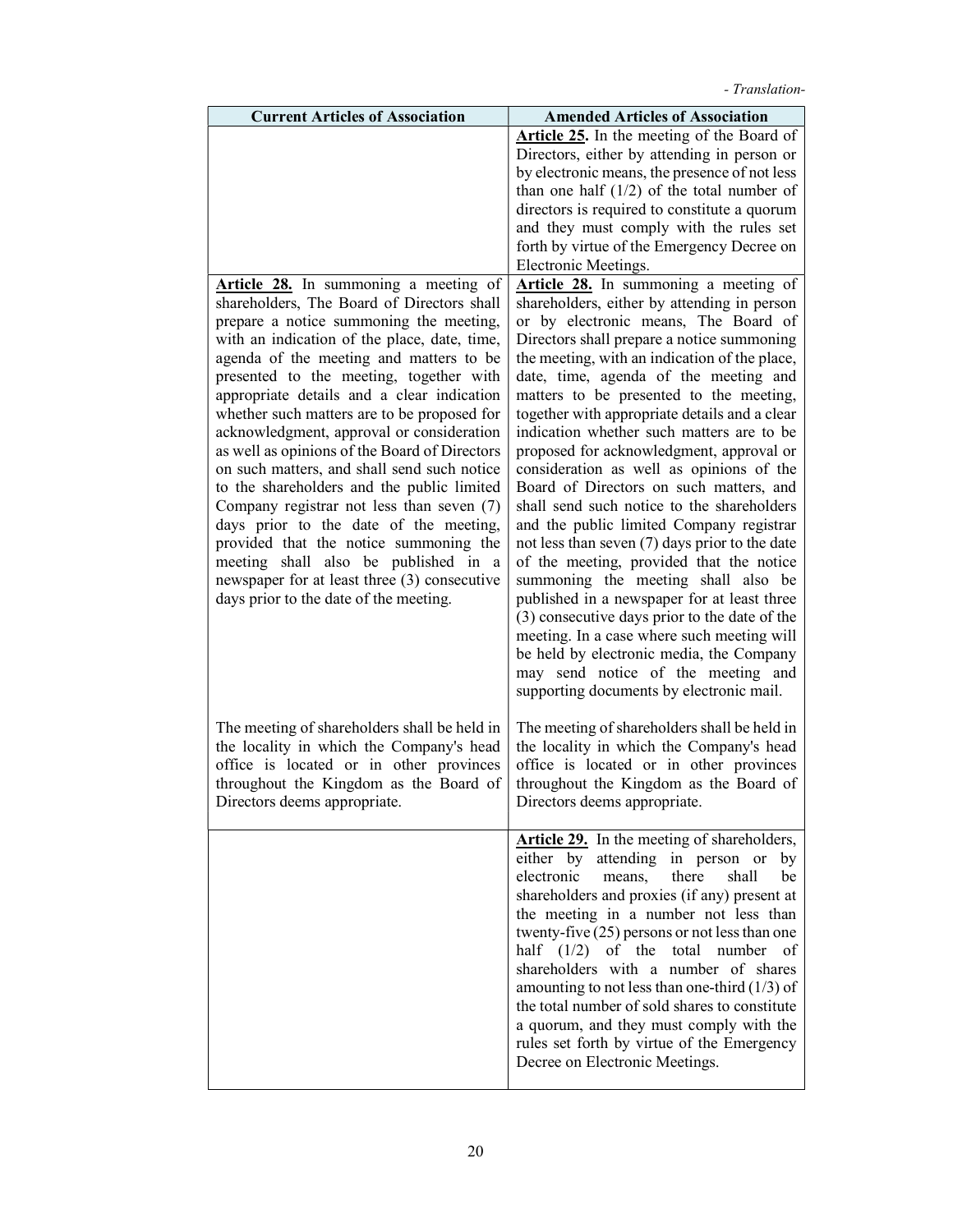*- Translation-*

| Current Articles of Association | Amended Articles of Association |
|---|---|
| | **Article 25.** In the meeting of the Board of Directors, either by attending in person or by electronic means, the presence of not less than one half (1/2) of the total number of directors is required to constitute a quorum and they must comply with the rules set forth by virtue of the Emergency Decree on Electronic Meetings. |
| **Article 28.** In summoning a meeting of shareholders, The Board of Directors shall prepare a notice summoning the meeting, with an indication of the place, date, time, agenda of the meeting and matters to be presented to the meeting, together with appropriate details and a clear indication whether such matters are to be proposed for acknowledgment, approval or consideration as well as opinions of the Board of Directors on such matters, and shall send such notice to the shareholders and the public limited Company registrar not less than seven (7) days prior to the date of the meeting, provided that the notice summoning the meeting shall also be published in a newspaper for at least three (3) consecutive days prior to the date of the meeting.<br><br>The meeting of shareholders shall be held in the locality in which the Company's head office is located or in other provinces throughout the Kingdom as the Board of Directors deems appropriate. | **Article 28.** In summoning a meeting of shareholders, either by attending in person or by electronic means, The Board of Directors shall prepare a notice summoning the meeting, with an indication of the place, date, time, agenda of the meeting and matters to be presented to the meeting, together with appropriate details and a clear indication whether such matters are to be proposed for acknowledgment, approval or consideration as well as opinions of the Board of Directors on such matters, and shall send such notice to the shareholders and the public limited Company registrar not less than seven (7) days prior to the date of the meeting, provided that the notice summoning the meeting shall also be published in a newspaper for at least three (3) consecutive days prior to the date of the meeting. In a case where such meeting will be held by electronic media, the Company may send notice of the meeting and supporting documents by electronic mail.<br><br>The meeting of shareholders shall be held in the locality in which the Company's head office is located or in other provinces throughout the Kingdom as the Board of Directors deems appropriate. |
| | **Article 29.** In the meeting of shareholders, either by attending in person or by electronic means, there shall be shareholders and proxies (if any) present at the meeting in a number not less than twenty-five (25) persons or not less than one half (1/2) of the total number of shareholders with a number of shares amounting to not less than one-third (1/3) of the total number of sold shares to constitute a quorum, and they must comply with the rules set forth by virtue of the Emergency Decree on Electronic Meetings. |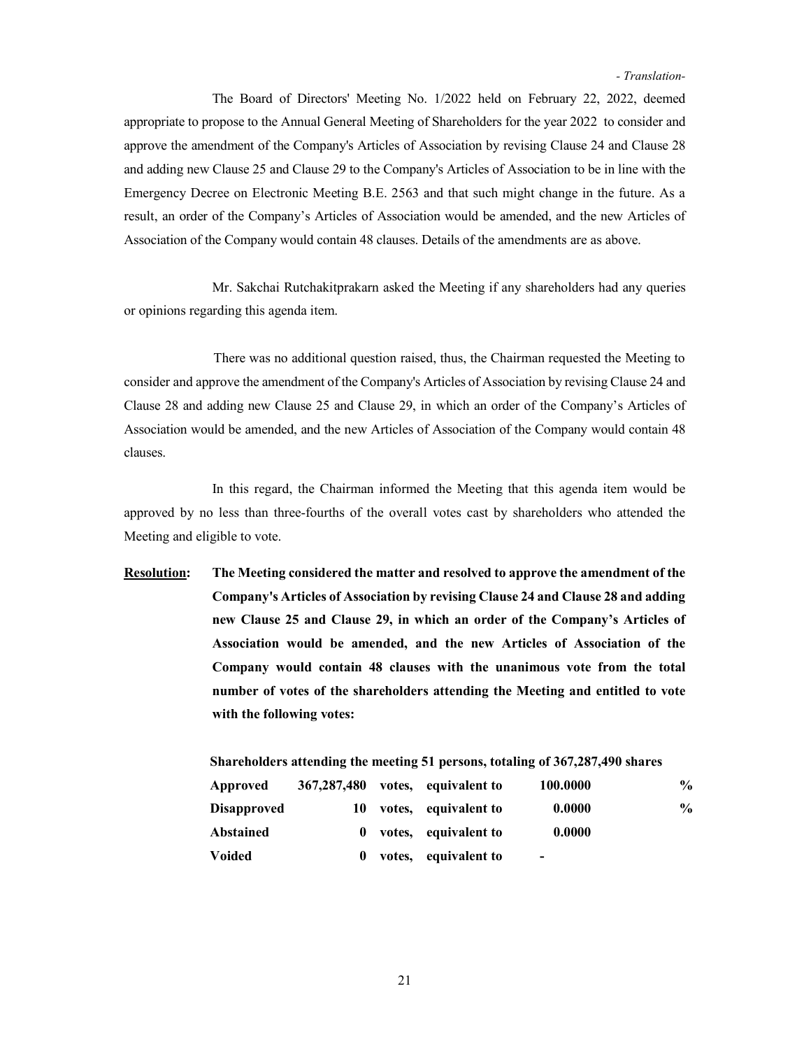*- Translation-*

The Board of Directors' Meeting No. 1/2022 held on February 22, 2022, deemed appropriate to propose to the Annual General Meeting of Shareholders for the year 2022 to consider and approve the amendment of the Company's Articles of Association by revising Clause 24 and Clause 28 and adding new Clause 25 and Clause 29 to the Company's Articles of Association to be in line with the Emergency Decree on Electronic Meeting B.E. 2563 and that such might change in the future. As a result, an order of the Company's Articles of Association would be amended, and the new Articles of Association of the Company would contain 48 clauses. Details of the amendments are as above.

Mr. Sakchai Rutchakitprakarn asked the Meeting if any shareholders had any queries or opinions regarding this agenda item.

There was no additional question raised, thus, the Chairman requested the Meeting to consider and approve the amendment of the Company's Articles of Association by revising Clause 24 and Clause 28 and adding new Clause 25 and Clause 29, in which an order of the Company's Articles of Association would be amended, and the new Articles of Association of the Company would contain 48 clauses.

In this regard, the Chairman informed the Meeting that this agenda item would be approved by no less than three-fourths of the overall votes cast by shareholders who attended the Meeting and eligible to vote.

**Resolution:** **The Meeting considered the matter and resolved to approve the amendment of the Company's Articles of Association by revising Clause 24 and Clause 28 and adding new Clause 25 and Clause 29, in which an order of the Company's Articles of Association would be amended, and the new Articles of Association of the Company would contain 48 clauses with the unanimous vote from the total number of votes of the shareholders attending the Meeting and entitled to vote with the following votes:**

**Shareholders attending the meeting 51 persons, totaling of 367,287,490 shares**

| | | | | | |
|---|---|---|---|---|---|
| **Approved** | **367,287,480** | **votes,** | **equivalent to** | **100.0000** | **%** |
| **Disapproved** | **10** | **votes,** | **equivalent to** | **0.0000** | **%** |
| **Abstained** | **0** | **votes,** | **equivalent to** | **0.0000** | |
| **Voided** | **0** | **votes,** | **equivalent to** | **-** | |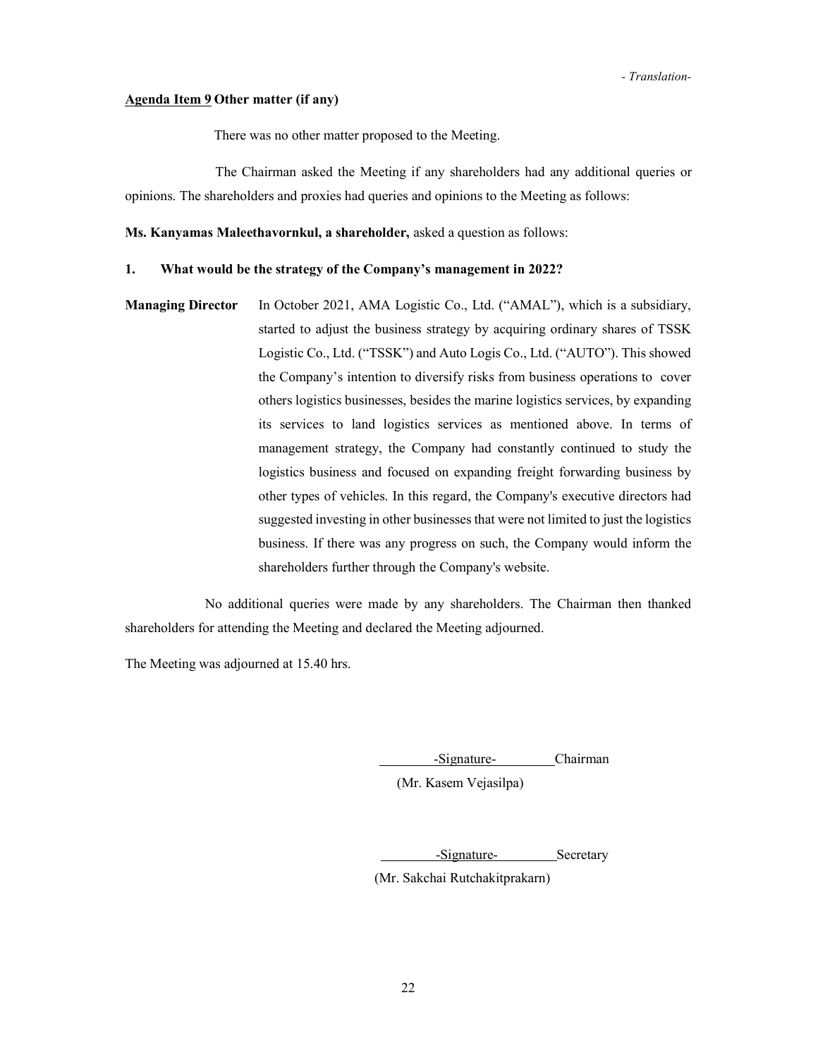*- Translation-*

**Agenda Item 9 Other matter (if any)**

There was no other matter proposed to the Meeting.

The Chairman asked the Meeting if any shareholders had any additional queries or opinions. The shareholders and proxies had queries and opinions to the Meeting as follows:

**Ms. Kanyamas Maleethavornkul, a shareholder,** asked a question as follows:

**1. What would be the strategy of the Company's management in 2022?**

**Managing Director** In October 2021, AMA Logistic Co., Ltd. ("AMAL"), which is a subsidiary, started to adjust the business strategy by acquiring ordinary shares of TSSK Logistic Co., Ltd. ("TSSK") and Auto Logis Co., Ltd. ("AUTO"). This showed the Company's intention to diversify risks from business operations to cover others logistics businesses, besides the marine logistics services, by expanding its services to land logistics services as mentioned above. In terms of management strategy, the Company had constantly continued to study the logistics business and focused on expanding freight forwarding business by other types of vehicles. In this regard, the Company's executive directors had suggested investing in other businesses that were not limited to just the logistics business. If there was any progress on such, the Company would inform the shareholders further through the Company's website.

No additional queries were made by any shareholders. The Chairman then thanked shareholders for attending the Meeting and declared the Meeting adjourned.

The Meeting was adjourned at 15.40 hrs.

-Signature- Chairman

(Mr. Kasem Vejasilpa)

-Signature- Secretary

(Mr. Sakchai Rutchakitprakarn)